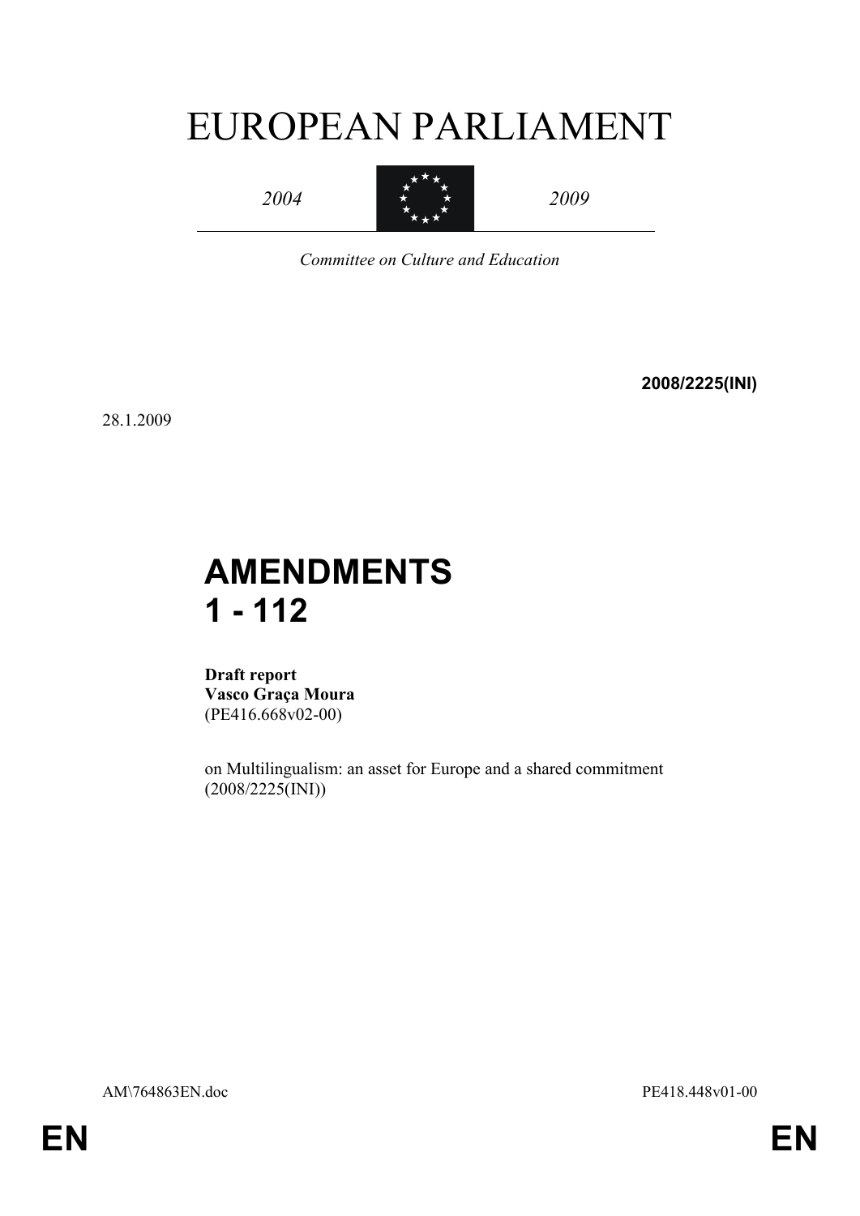# EUROPEAN PARLIAMENT

*2004* *2009*

*Committee on Culture and Education*

**2008/2225(INI)**

28.1.2009

# AMENDMENTS 1 - 112

**Draft report**
**Vasco Graça Moura**
(PE416.668v02-00)

on Multilingualism: an asset for Europe and a shared commitment
(2008/2225(INI))

AM\764863EN.doc PE418.448v01-00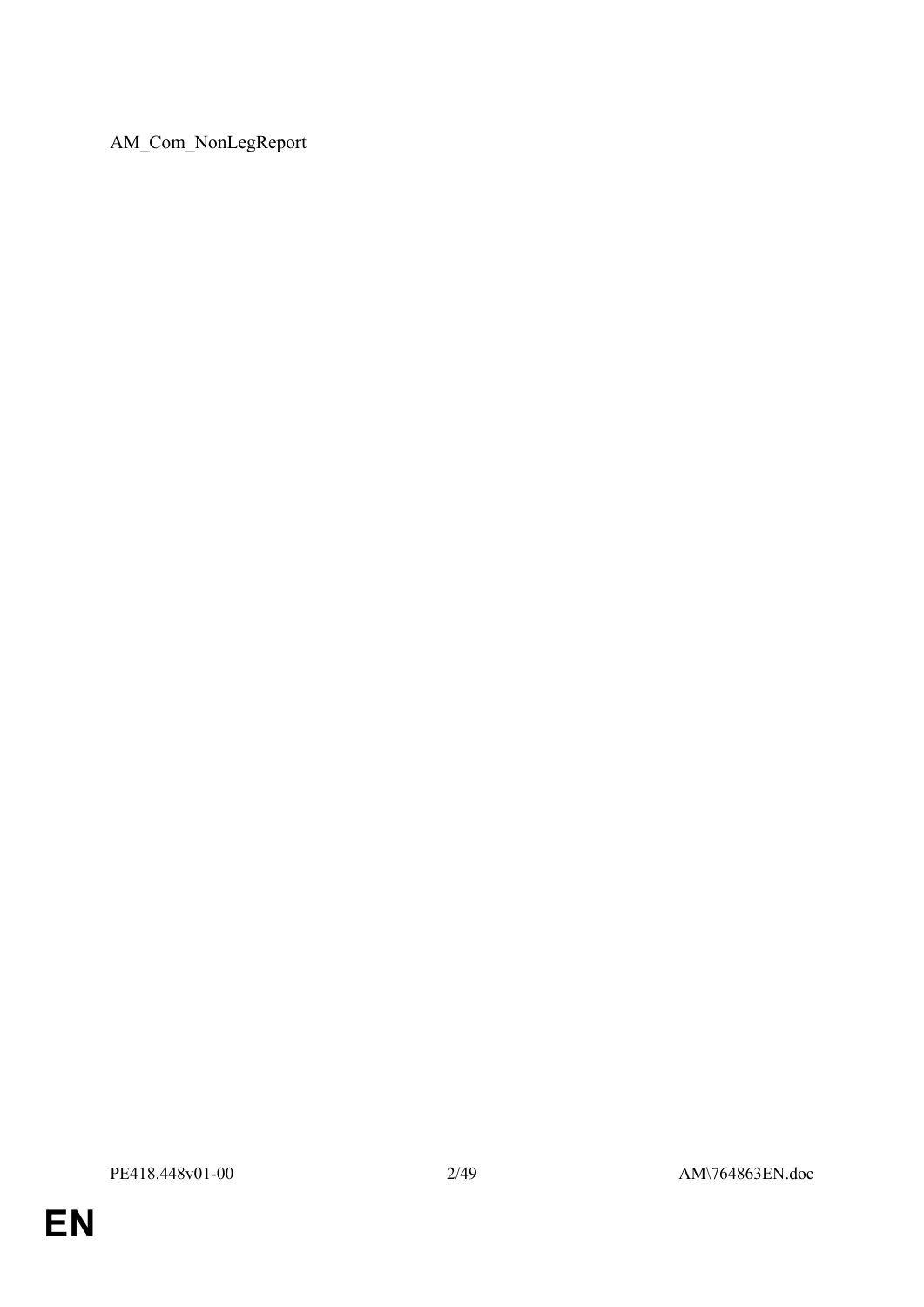AM_Com_NonLegReport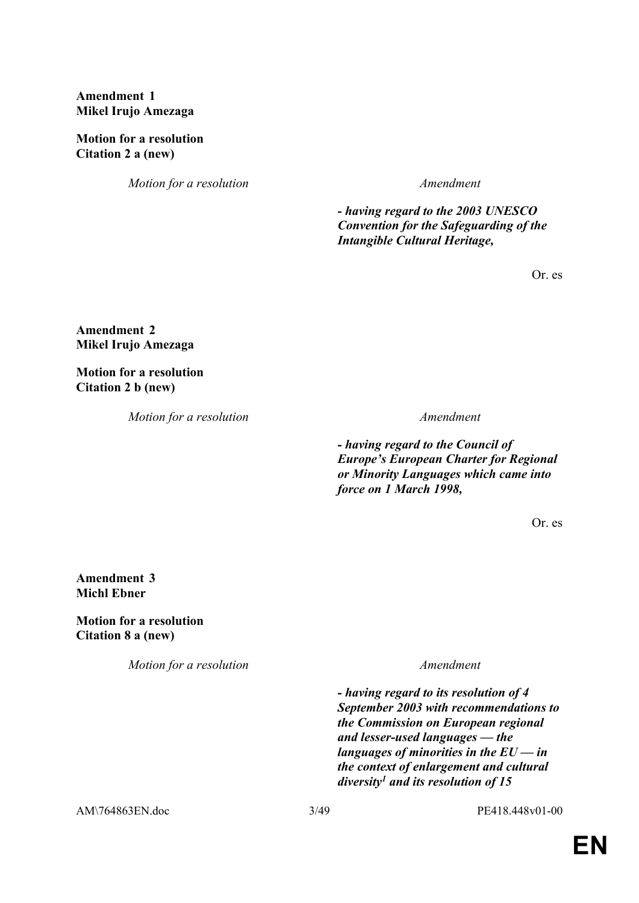**Amendment 1**
**Mikel Irujo Amezaga**

**Motion for a resolution**
**Citation 2 a (new)**

| *Motion for a resolution* | *Amendment* |
|---|---|
| | ***- having regard to the 2003 UNESCO Convention for the Safeguarding of the Intangible Cultural Heritage,*** |

Or. es

**Amendment 2**
**Mikel Irujo Amezaga**

**Motion for a resolution**
**Citation 2 b (new)**

| *Motion for a resolution* | *Amendment* |
|---|---|
| | ***- having regard to the Council of Europe's European Charter for Regional or Minority Languages which came into force on 1 March 1998,*** |

Or. es

**Amendment 3**
**Michl Ebner**

**Motion for a resolution**
**Citation 8 a (new)**

| *Motion for a resolution* | *Amendment* |
|---|---|
| | ***- having regard to its resolution of 4 September 2003 with recommendations to the Commission on European regional and lesser-used languages — the languages of minorities in the EU — in the context of enlargement and cultural diversity[1] and its resolution of 15*** |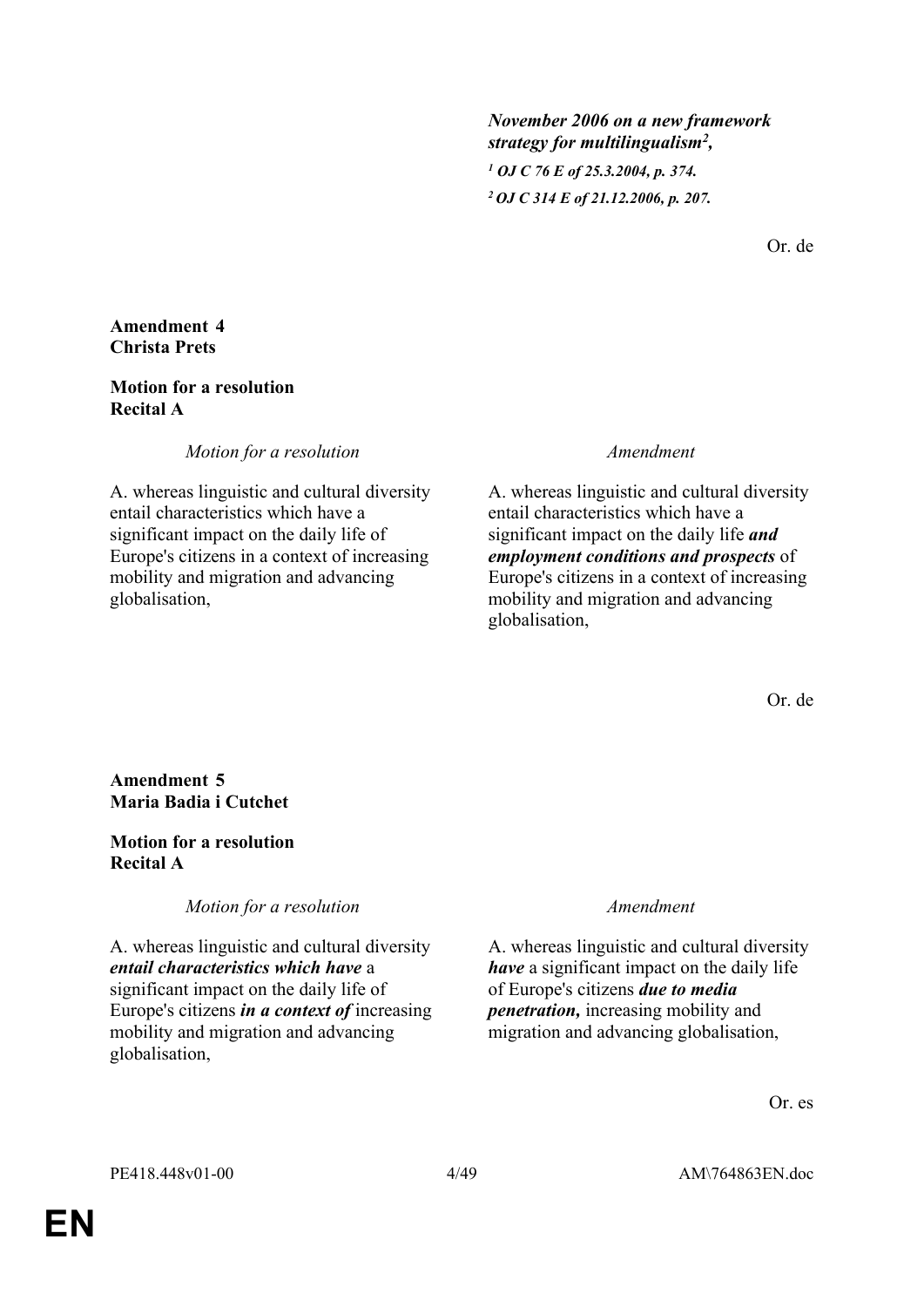| | |
|---|---|
| | ***November 2006 on a new framework strategy for multilingualism[2],*** |
| | ***[1] OJ C 76 E of 25.3.2004, p. 374.*** |
| | ***[2] OJ C 314 E of 21.12.2006, p. 207.*** |

Or. de

**Amendment 4**
**Christa Prets**

**Motion for a resolution**
**Recital A**

| *Motion for a resolution* | *Amendment* |
|---|---|
| A. whereas linguistic and cultural diversity entail characteristics which have a significant impact on the daily life of Europe's citizens in a context of increasing mobility and migration and advancing globalisation, | A. whereas linguistic and cultural diversity entail characteristics which have a significant impact on the daily life ***and employment conditions and prospects*** of Europe's citizens in a context of increasing mobility and migration and advancing globalisation, |

Or. de

**Amendment 5**
**Maria Badia i Cutchet**

**Motion for a resolution**
**Recital A**

| *Motion for a resolution* | *Amendment* |
|---|---|
| A. whereas linguistic and cultural diversity ***entail characteristics which have*** a significant impact on the daily life of Europe's citizens ***in a context of*** increasing mobility and migration and advancing globalisation, | A. whereas linguistic and cultural diversity ***have*** a significant impact on the daily life of Europe's citizens ***due to media penetration,*** increasing mobility and migration and advancing globalisation, |

Or. es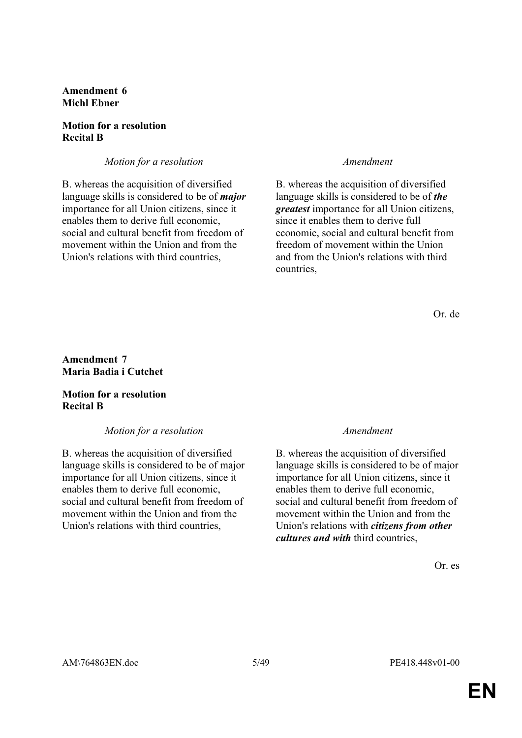**Amendment 6**
**Michl Ebner**

**Motion for a resolution**
**Recital B**

| *Motion for a resolution* | *Amendment* |
|---|---|
| B. whereas the acquisition of diversified language skills is considered to be of ***major*** importance for all Union citizens, since it enables them to derive full economic, social and cultural benefit from freedom of movement within the Union and from the Union's relations with third countries, | B. whereas the acquisition of diversified language skills is considered to be of ***the greatest*** importance for all Union citizens, since it enables them to derive full economic, social and cultural benefit from freedom of movement within the Union and from the Union's relations with third countries, |

Or. de

**Amendment 7**
**Maria Badia i Cutchet**

**Motion for a resolution**
**Recital B**

| *Motion for a resolution* | *Amendment* |
|---|---|
| B. whereas the acquisition of diversified language skills is considered to be of major importance for all Union citizens, since it enables them to derive full economic, social and cultural benefit from freedom of movement within the Union and from the Union's relations with third countries, | B. whereas the acquisition of diversified language skills is considered to be of major importance for all Union citizens, since it enables them to derive full economic, social and cultural benefit from freedom of movement within the Union and from the Union's relations with ***citizens from other cultures and with*** third countries, |

Or. es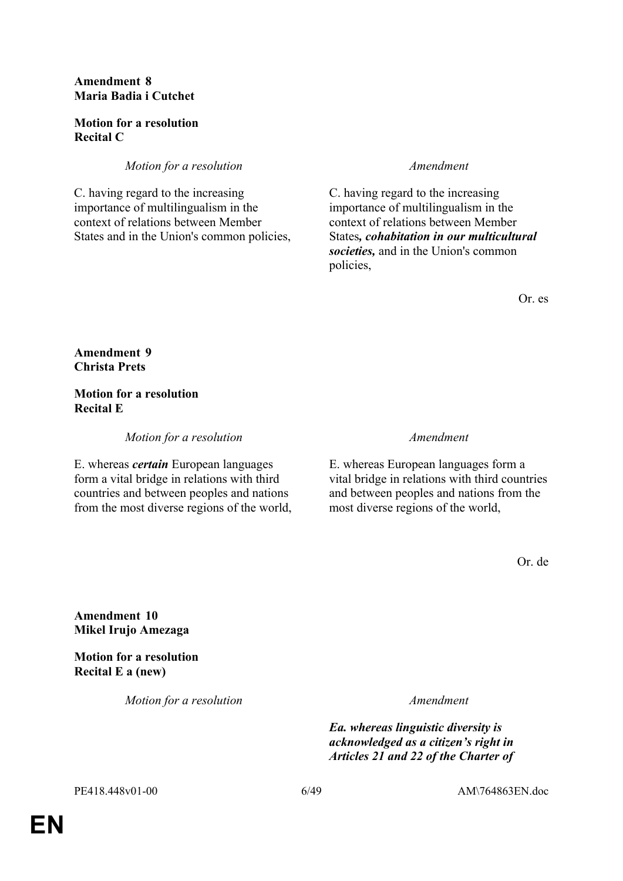**Amendment 8**
**Maria Badia i Cutchet**

**Motion for a resolution**
**Recital C**

| *Motion for a resolution* | *Amendment* |
| --- | --- |
| C. having regard to the increasing importance of multilingualism in the context of relations between Member States and in the Union's common policies, | C. having regard to the increasing importance of multilingualism in the context of relations between Member States***, cohabitation in our multicultural societies,*** and in the Union's common policies, |

Or. es

**Amendment 9**
**Christa Prets**

**Motion for a resolution**
**Recital E**

| *Motion for a resolution* | *Amendment* |
| --- | --- |
| E. whereas ***certain*** European languages form a vital bridge in relations with third countries and between peoples and nations from the most diverse regions of the world, | E. whereas European languages form a vital bridge in relations with third countries and between peoples and nations from the most diverse regions of the world, |

Or. de

**Amendment 10**
**Mikel Irujo Amezaga**

**Motion for a resolution**
**Recital E a (new)**

| *Motion for a resolution* | *Amendment* |
| --- | --- |
| | ***Ea. whereas linguistic diversity is acknowledged as a citizen's right in Articles 21 and 22 of the Charter of*** |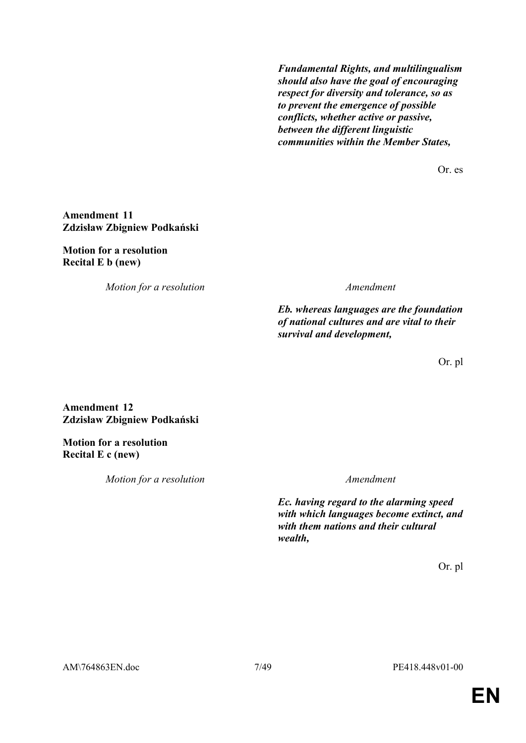***Fundamental Rights, and multilingualism should also have the goal of encouraging respect for diversity and tolerance, so as to prevent the emergence of possible conflicts, whether active or passive, between the different linguistic communities within the Member States,***

Or. es

**Amendment 11**
**Zdzisław Zbigniew Podkański**

**Motion for a resolution**
**Recital E b (new)**

| *Motion for a resolution* | *Amendment* |
| --- | --- |
| | ***Eb. whereas languages are the foundation of national cultures and are vital to their survival and development,*** |

Or. pl

**Amendment 12**
**Zdzisław Zbigniew Podkański**

**Motion for a resolution**
**Recital E c (new)**

| *Motion for a resolution* | *Amendment* |
| --- | --- |
| | ***Ec. having regard to the alarming speed with which languages become extinct, and with them nations and their cultural wealth,*** |

Or. pl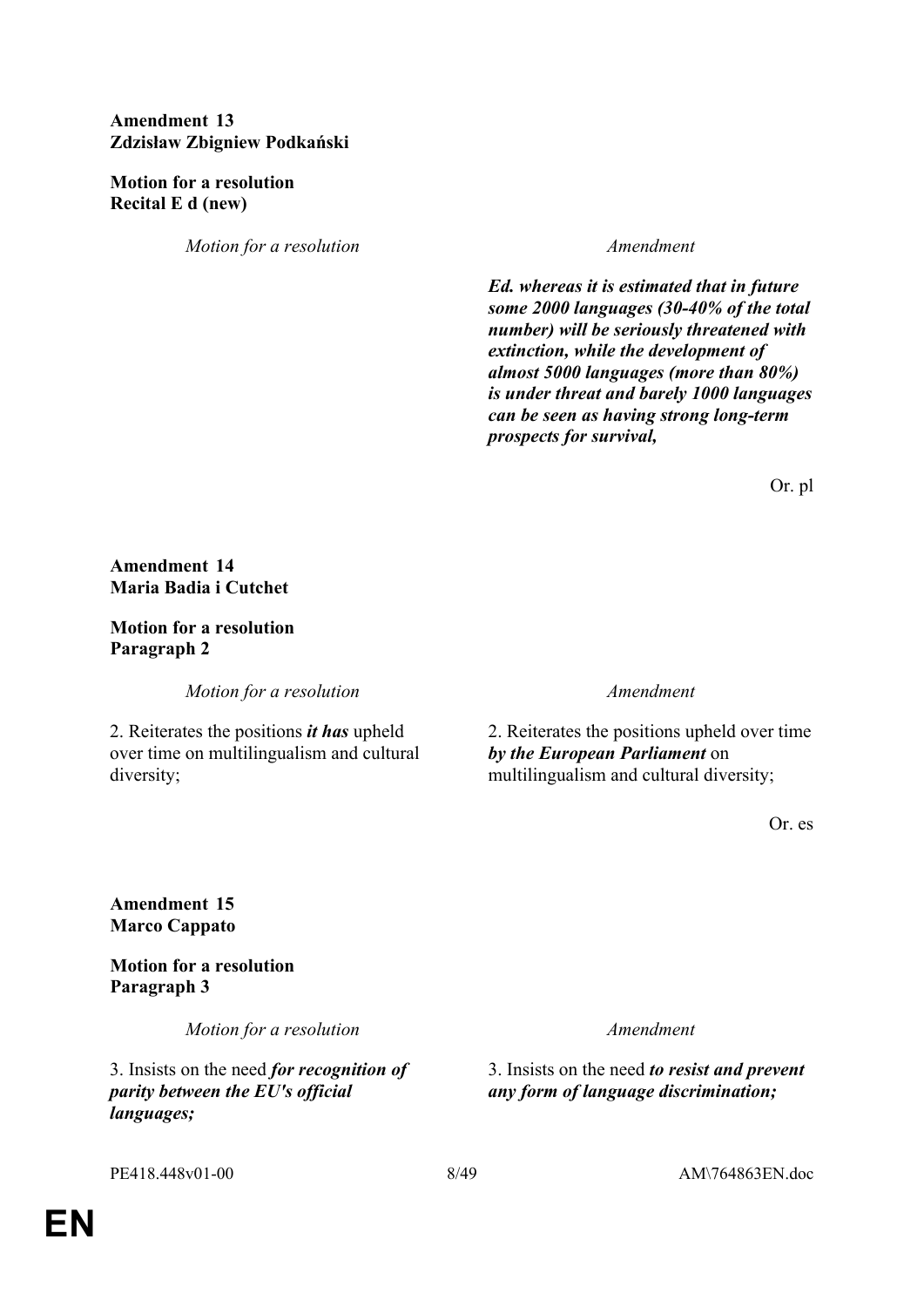**Amendment 13**
**Zdzisław Zbigniew Podkański**

**Motion for a resolution**
**Recital E d (new)**

| *Motion for a resolution* | *Amendment* |
| --- | --- |
| | ***Ed. whereas it is estimated that in future some 2000 languages (30-40% of the total number) will be seriously threatened with extinction, while the development of almost 5000 languages (more than 80%) is under threat and barely 1000 languages can be seen as having strong long-term prospects for survival,*** |

Or. pl

**Amendment 14**
**Maria Badia i Cutchet**

**Motion for a resolution**
**Paragraph 2**

| *Motion for a resolution* | *Amendment* |
| --- | --- |
| 2. Reiterates the positions ***it has*** upheld over time on multilingualism and cultural diversity; | 2. Reiterates the positions upheld over time ***by the European Parliament*** on multilingualism and cultural diversity; |

Or. es

**Amendment 15**
**Marco Cappato**

**Motion for a resolution**
**Paragraph 3**

| *Motion for a resolution* | *Amendment* |
| --- | --- |
| 3. Insists on the need ***for recognition of parity between the EU's official languages;*** | 3. Insists on the need ***to resist and prevent any form of language discrimination;*** |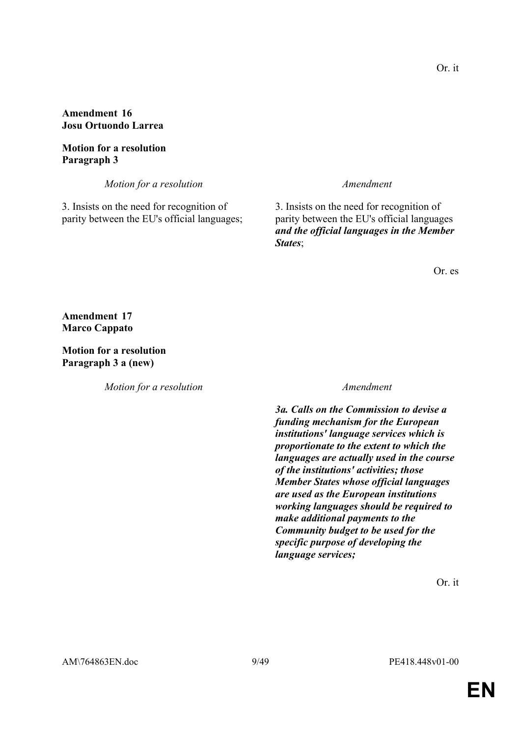Or. it

**Amendment 16**
**Josu Ortuondo Larrea**

**Motion for a resolution**
**Paragraph 3**

| *Motion for a resolution* | *Amendment* |
| --- | --- |
| 3. Insists on the need for recognition of parity between the EU's official languages; | 3. Insists on the need for recognition of parity between the EU's official languages ***and the official languages in the Member States***; |

Or. es

**Amendment 17**
**Marco Cappato**

**Motion for a resolution**
**Paragraph 3 a (new)**

| *Motion for a resolution* | *Amendment* |
| --- | --- |
| | ***3a. Calls on the Commission to devise a funding mechanism for the European institutions' language services which is proportionate to the extent to which the languages are actually used in the course of the institutions' activities; those Member States whose official languages are used as the European institutions working languages should be required to make additional payments to the Community budget to be used for the specific purpose of developing the language services;*** |

Or. it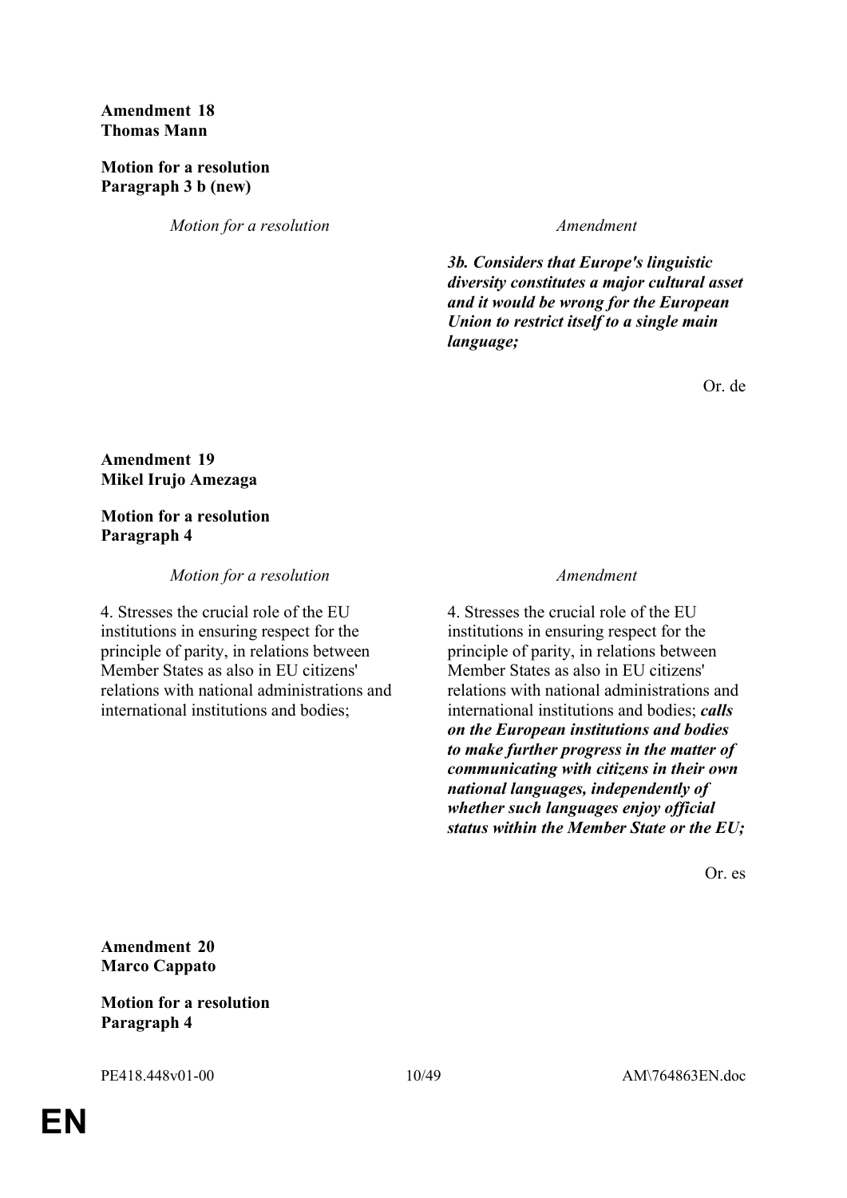**Amendment 18**
**Thomas Mann**

**Motion for a resolution**
**Paragraph 3 b (new)**

| *Motion for a resolution* | *Amendment* |
|---|---|
| | ***3b. Considers that Europe's linguistic diversity constitutes a major cultural asset and it would be wrong for the European Union to restrict itself to a single main language;*** |

Or. de

**Amendment 19**
**Mikel Irujo Amezaga**

**Motion for a resolution**
**Paragraph 4**

| *Motion for a resolution* | *Amendment* |
|---|---|
| 4. Stresses the crucial role of the EU institutions in ensuring respect for the principle of parity, in relations between Member States as also in EU citizens' relations with national administrations and international institutions and bodies; | 4. Stresses the crucial role of the EU institutions in ensuring respect for the principle of parity, in relations between Member States as also in EU citizens' relations with national administrations and international institutions and bodies; ***calls on the European institutions and bodies to make further progress in the matter of communicating with citizens in their own national languages, independently of whether such languages enjoy official status within the Member State or the EU;*** |

Or. es

**Amendment 20**
**Marco Cappato**

**Motion for a resolution**
**Paragraph 4**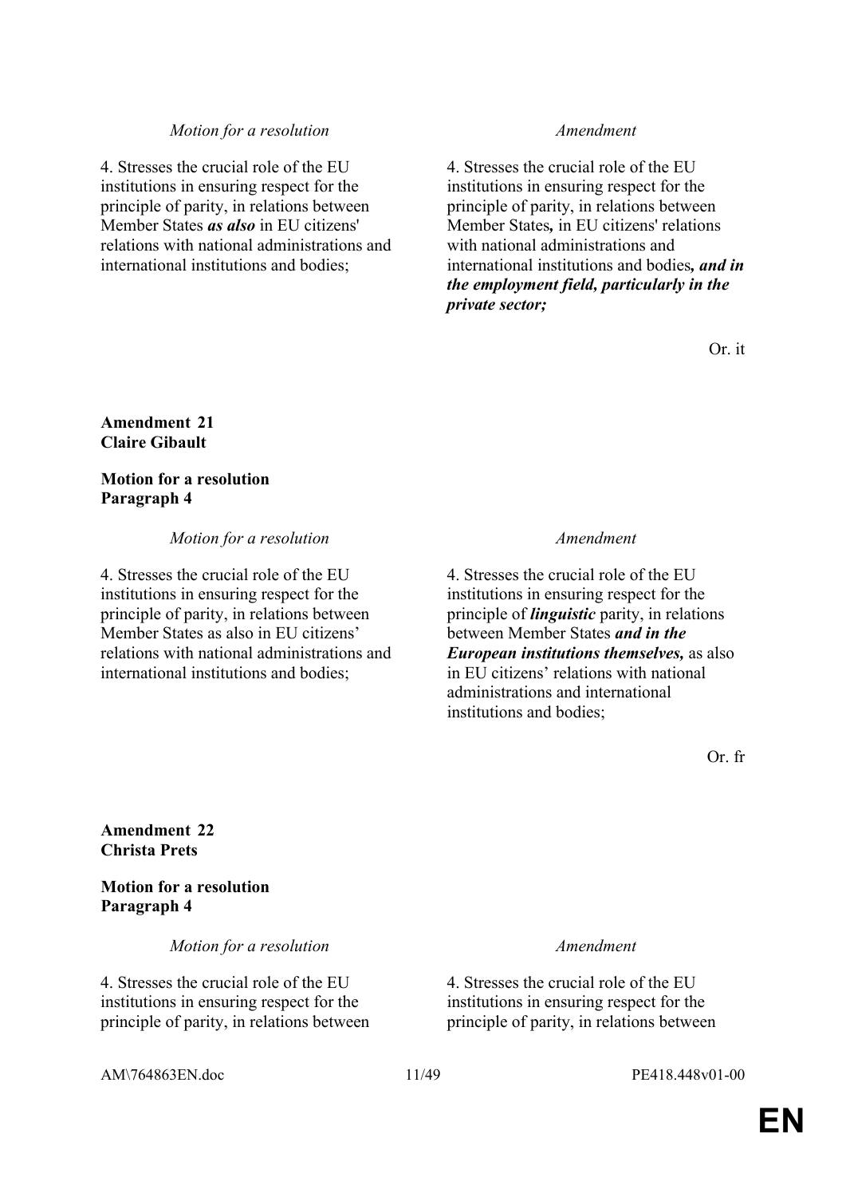| *Motion for a resolution* | *Amendment* |
| --- | --- |
| 4. Stresses the crucial role of the EU institutions in ensuring respect for the principle of parity, in relations between Member States ***as also*** in EU citizens' relations with national administrations and international institutions and bodies; | 4. Stresses the crucial role of the EU institutions in ensuring respect for the principle of parity, in relations between Member States***,*** in EU citizens' relations with national administrations and international institutions and bodies***, and in the employment field, particularly in the private sector;*** |

Or. it

**Amendment 21**
**Claire Gibault**

**Motion for a resolution**
**Paragraph 4**

| *Motion for a resolution* | *Amendment* |
| --- | --- |
| 4. Stresses the crucial role of the EU institutions in ensuring respect for the principle of parity, in relations between Member States as also in EU citizens' relations with national administrations and international institutions and bodies; | 4. Stresses the crucial role of the EU institutions in ensuring respect for the principle of ***linguistic*** parity, in relations between Member States ***and in the European institutions themselves,*** as also in EU citizens' relations with national administrations and international institutions and bodies; |

Or. fr

**Amendment 22**
**Christa Prets**

**Motion for a resolution**
**Paragraph 4**

| *Motion for a resolution* | *Amendment* |
| --- | --- |
| 4. Stresses the crucial role of the EU institutions in ensuring respect for the principle of parity, in relations between | 4. Stresses the crucial role of the EU institutions in ensuring respect for the principle of parity, in relations between |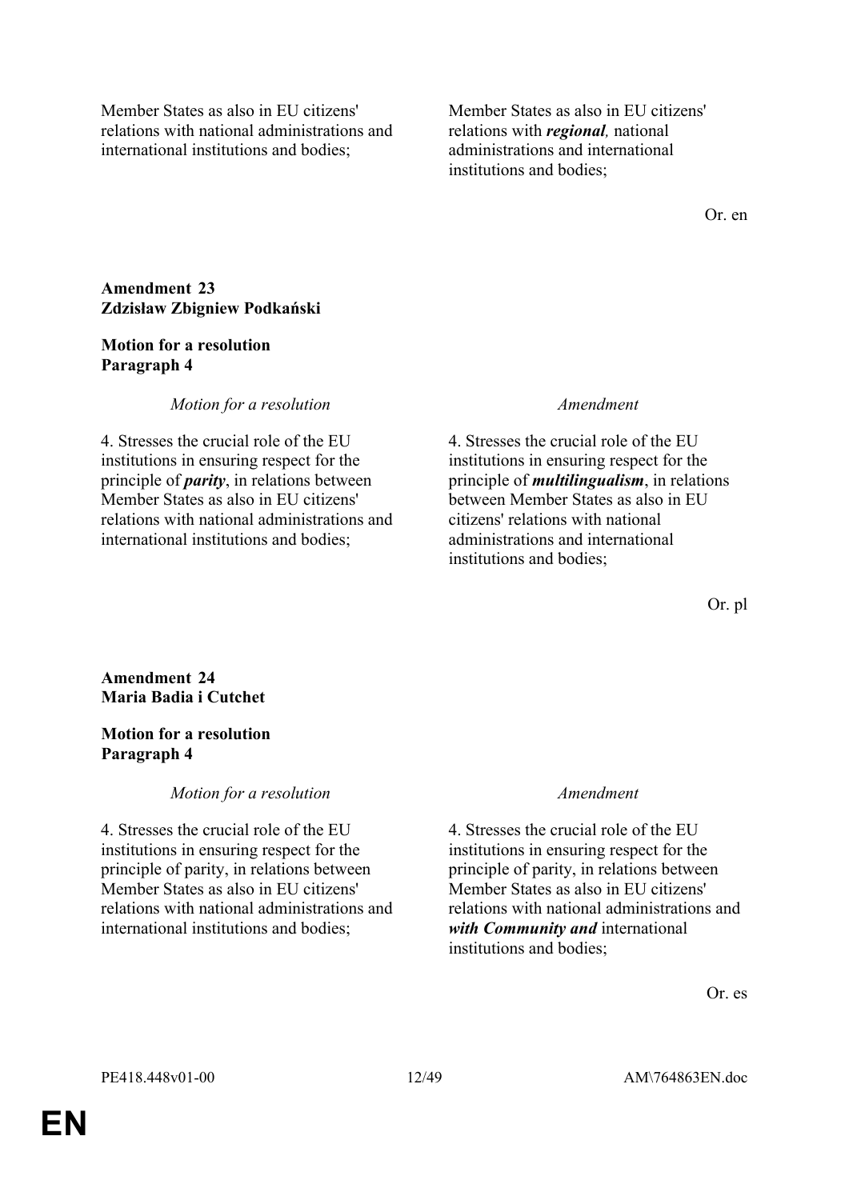| | |
|---|---|
| Member States as also in EU citizens' relations with national administrations and international institutions and bodies; | Member States as also in EU citizens' relations with ***regional,*** national administrations and international institutions and bodies; |

Or. en

**Amendment 23**
**Zdzisław Zbigniew Podkański**

**Motion for a resolution**
**Paragraph 4**

| *Motion for a resolution* | *Amendment* |
|---|---|
| 4. Stresses the crucial role of the EU institutions in ensuring respect for the principle of ***parity***, in relations between Member States as also in EU citizens' relations with national administrations and international institutions and bodies; | 4. Stresses the crucial role of the EU institutions in ensuring respect for the principle of ***multilingualism***, in relations between Member States as also in EU citizens' relations with national administrations and international institutions and bodies; |

Or. pl

**Amendment 24**
**Maria Badia i Cutchet**

**Motion for a resolution**
**Paragraph 4**

| *Motion for a resolution* | *Amendment* |
|---|---|
| 4. Stresses the crucial role of the EU institutions in ensuring respect for the principle of parity, in relations between Member States as also in EU citizens' relations with national administrations and international institutions and bodies; | 4. Stresses the crucial role of the EU institutions in ensuring respect for the principle of parity, in relations between Member States as also in EU citizens' relations with national administrations and ***with Community and*** international institutions and bodies; |

Or. es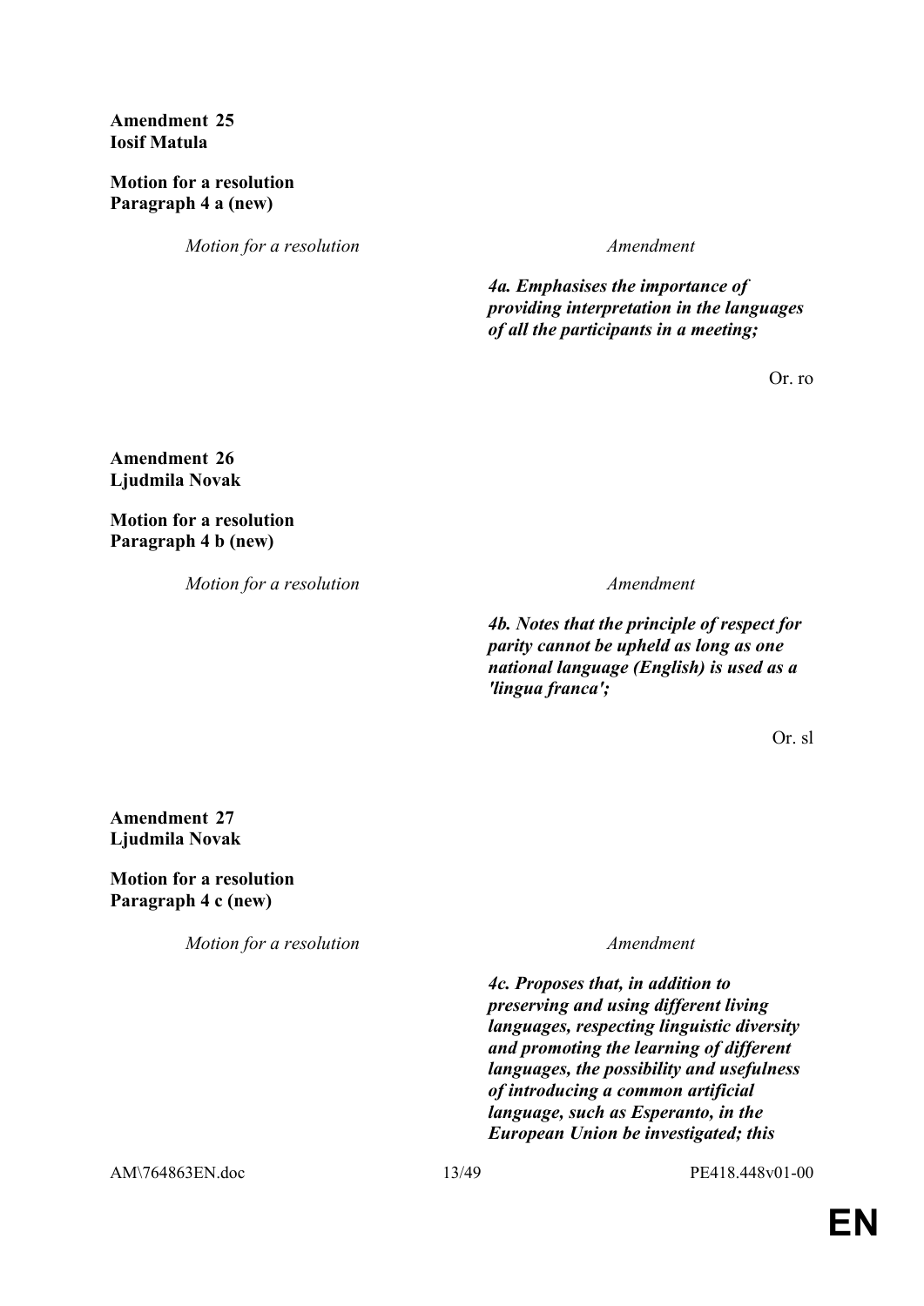**Amendment 25**
**Iosif Matula**

**Motion for a resolution**
**Paragraph 4 a (new)**

| *Motion for a resolution* | *Amendment* |
|---|---|
| | ***4a. Emphasises the importance of providing interpretation in the languages of all the participants in a meeting;*** |

Or. ro

**Amendment 26**
**Ljudmila Novak**

**Motion for a resolution**
**Paragraph 4 b (new)**

| *Motion for a resolution* | *Amendment* |
|---|---|
| | ***4b. Notes that the principle of respect for parity cannot be upheld as long as one national language (English) is used as a 'lingua franca';*** |

Or. sl

**Amendment 27**
**Ljudmila Novak**

**Motion for a resolution**
**Paragraph 4 c (new)**

| *Motion for a resolution* | *Amendment* |
|---|---|
| | ***4c. Proposes that, in addition to preserving and using different living languages, respecting linguistic diversity and promoting the learning of different languages, the possibility and usefulness of introducing a common artificial language, such as Esperanto, in the European Union be investigated; this*** |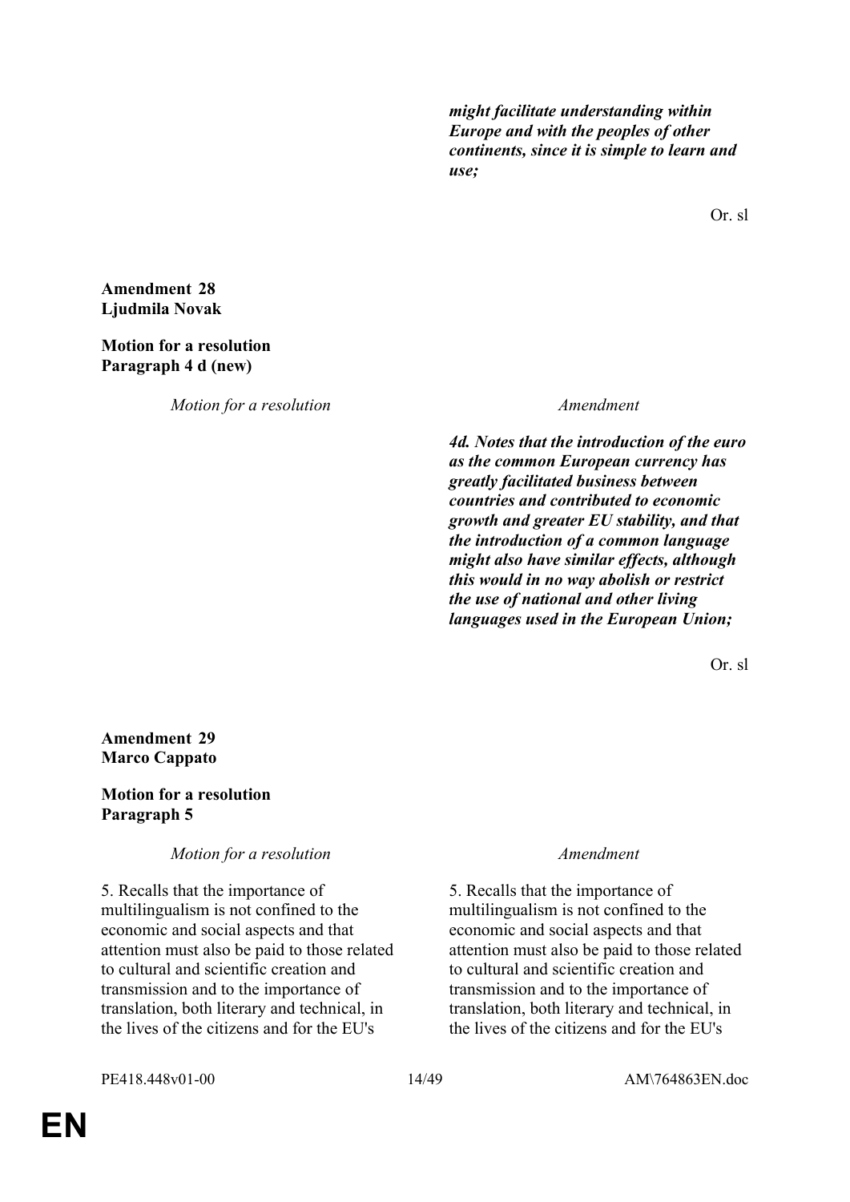| | |
|---|---|
| | ***might facilitate understanding within Europe and with the peoples of other continents, since it is simple to learn and use;*** |

Or. sl

**Amendment 28**
**Ljudmila Novak**

**Motion for a resolution**
**Paragraph 4 d (new)**

| *Motion for a resolution* | *Amendment* |
|---|---|
| | ***4d. Notes that the introduction of the euro as the common European currency has greatly facilitated business between countries and contributed to economic growth and greater EU stability, and that the introduction of a common language might also have similar effects, although this would in no way abolish or restrict the use of national and other living languages used in the European Union;*** |

Or. sl

**Amendment 29**
**Marco Cappato**

**Motion for a resolution**
**Paragraph 5**

| *Motion for a resolution* | *Amendment* |
|---|---|
| 5. Recalls that the importance of multilingualism is not confined to the economic and social aspects and that attention must also be paid to those related to cultural and scientific creation and transmission and to the importance of translation, both literary and technical, in the lives of the citizens and for the EU's | 5. Recalls that the importance of multilingualism is not confined to the economic and social aspects and that attention must also be paid to those related to cultural and scientific creation and transmission and to the importance of translation, both literary and technical, in the lives of the citizens and for the EU's |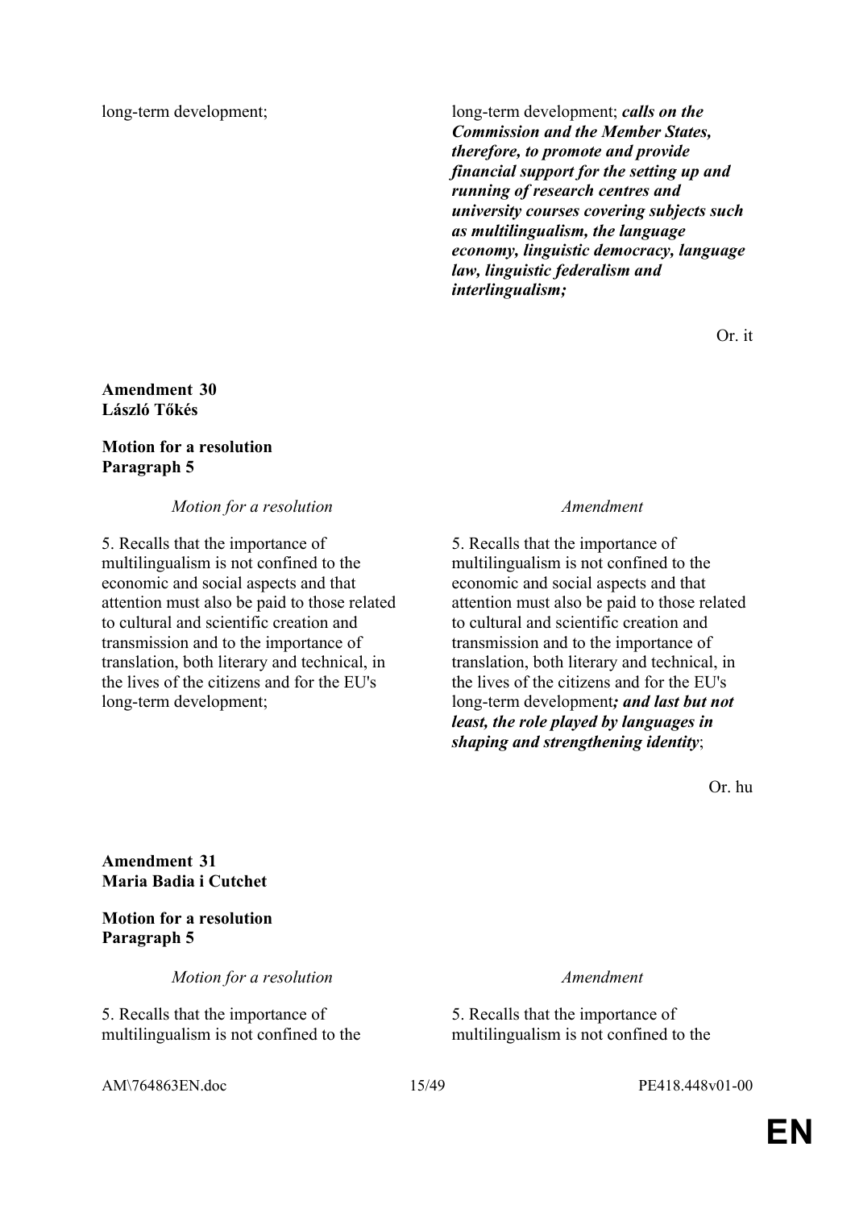| | |
|---|---|
| long-term development; | long-term development; ***calls on the Commission and the Member States, therefore, to promote and provide financial support for the setting up and running of research centres and university courses covering subjects such as multilingualism, the language economy, linguistic democracy, language law, linguistic federalism and interlingualism;*** |

Or. it

**Amendment 30**
**László Tőkés**

**Motion for a resolution**
**Paragraph 5**

| *Motion for a resolution* | *Amendment* |
|---|---|
| 5. Recalls that the importance of multilingualism is not confined to the economic and social aspects and that attention must also be paid to those related to cultural and scientific creation and transmission and to the importance of translation, both literary and technical, in the lives of the citizens and for the EU's long-term development; | 5. Recalls that the importance of multilingualism is not confined to the economic and social aspects and that attention must also be paid to those related to cultural and scientific creation and transmission and to the importance of translation, both literary and technical, in the lives of the citizens and for the EU's long-term development***; and last but not least, the role played by languages in shaping and strengthening identity***; |

Or. hu

**Amendment 31**
**Maria Badia i Cutchet**

**Motion for a resolution**
**Paragraph 5**

| *Motion for a resolution* | *Amendment* |
|---|---|
| 5. Recalls that the importance of multilingualism is not confined to the | 5. Recalls that the importance of multilingualism is not confined to the |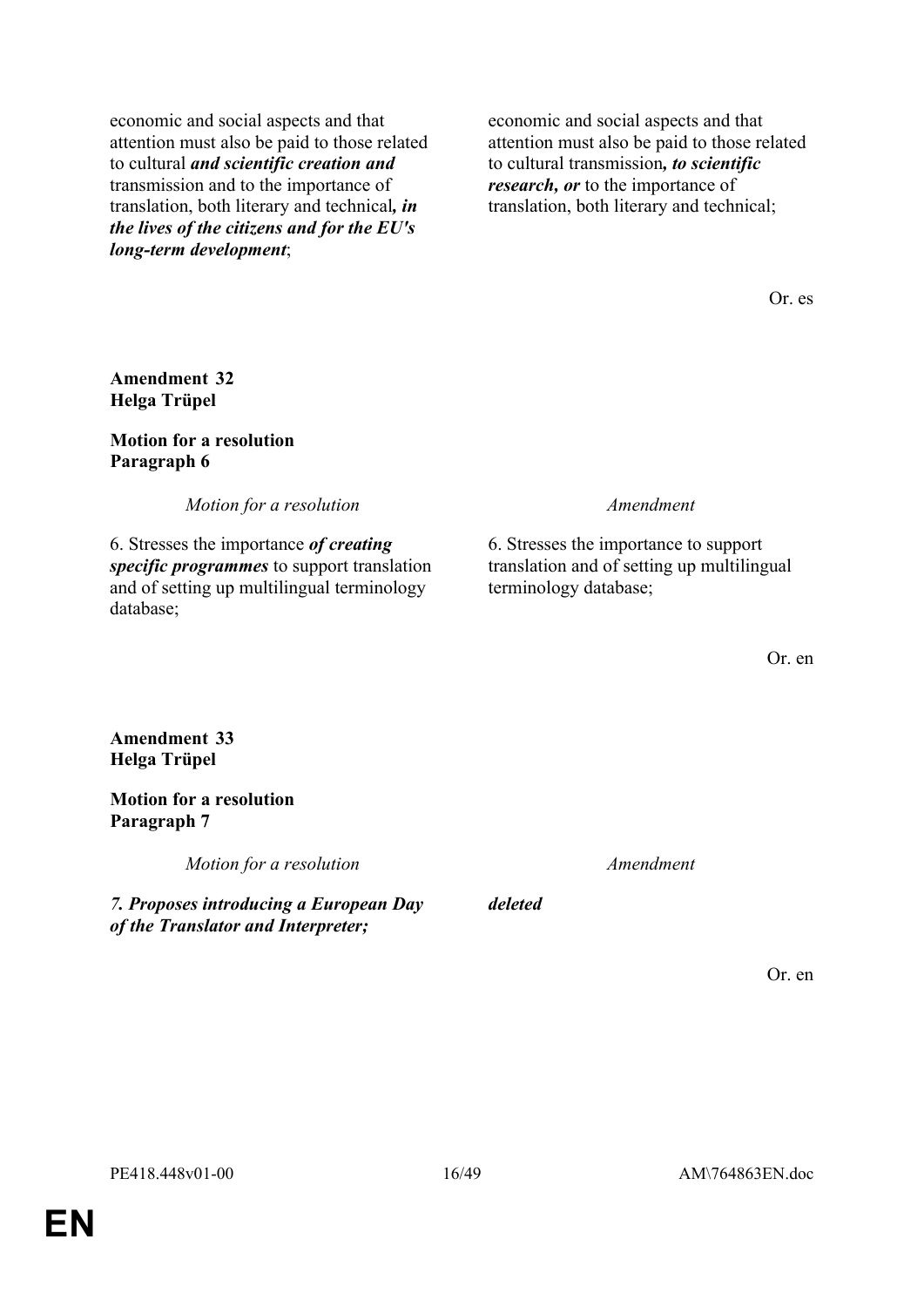| | |
|---|---|
| economic and social aspects and that attention must also be paid to those related to cultural ***and scientific creation and*** transmission and to the importance of translation, both literary and technical***, in the lives of the citizens and for the EU's long-term development***; | economic and social aspects and that attention must also be paid to those related to cultural transmission***, to scientific research, or*** to the importance of translation, both literary and technical; |

Or. es

**Amendment 32**
**Helga Trüpel**

**Motion for a resolution**
**Paragraph 6**

| *Motion for a resolution* | *Amendment* |
|---|---|
| 6. Stresses the importance ***of creating specific programmes*** to support translation and of setting up multilingual terminology database; | 6. Stresses the importance to support translation and of setting up multilingual terminology database; |

Or. en

**Amendment 33**
**Helga Trüpel**

**Motion for a resolution**
**Paragraph 7**

| *Motion for a resolution* | *Amendment* |
|---|---|
| ***7. Proposes introducing a European Day of the Translator and Interpreter;*** | ***deleted*** |

Or. en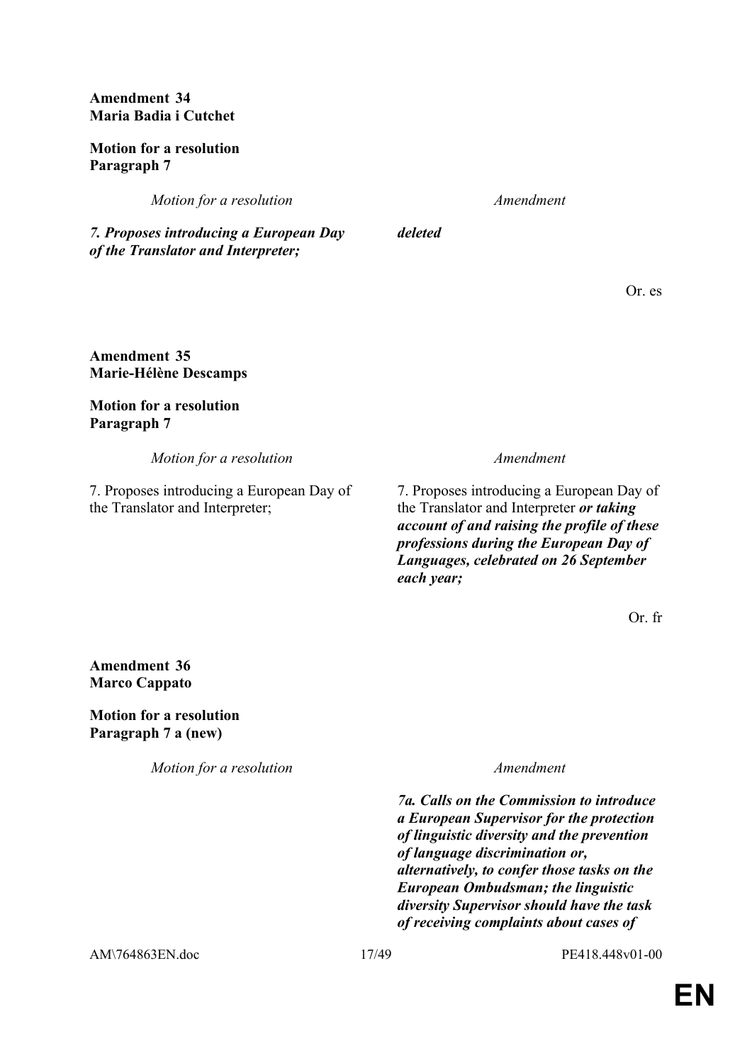**Amendment 34**
**Maria Badia i Cutchet**

**Motion for a resolution**
**Paragraph 7**

| *Motion for a resolution* | *Amendment* |
|---|---|
| ***7. Proposes introducing a European Day of the Translator and Interpreter;*** | ***deleted*** |

Or. es

**Amendment 35**
**Marie-Hélène Descamps**

**Motion for a resolution**
**Paragraph 7**

| *Motion for a resolution* | *Amendment* |
|---|---|
| 7. Proposes introducing a European Day of the Translator and Interpreter; | 7. Proposes introducing a European Day of the Translator and Interpreter ***or taking account of and raising the profile of these professions during the European Day of Languages, celebrated on 26 September each year;*** |

Or. fr

**Amendment 36**
**Marco Cappato**

**Motion for a resolution**
**Paragraph 7 a (new)**

| *Motion for a resolution* | *Amendment* |
|---|---|
| | ***7a. Calls on the Commission to introduce a European Supervisor for the protection of linguistic diversity and the prevention of language discrimination or, alternatively, to confer those tasks on the European Ombudsman; the linguistic diversity Supervisor should have the task of receiving complaints about cases of*** |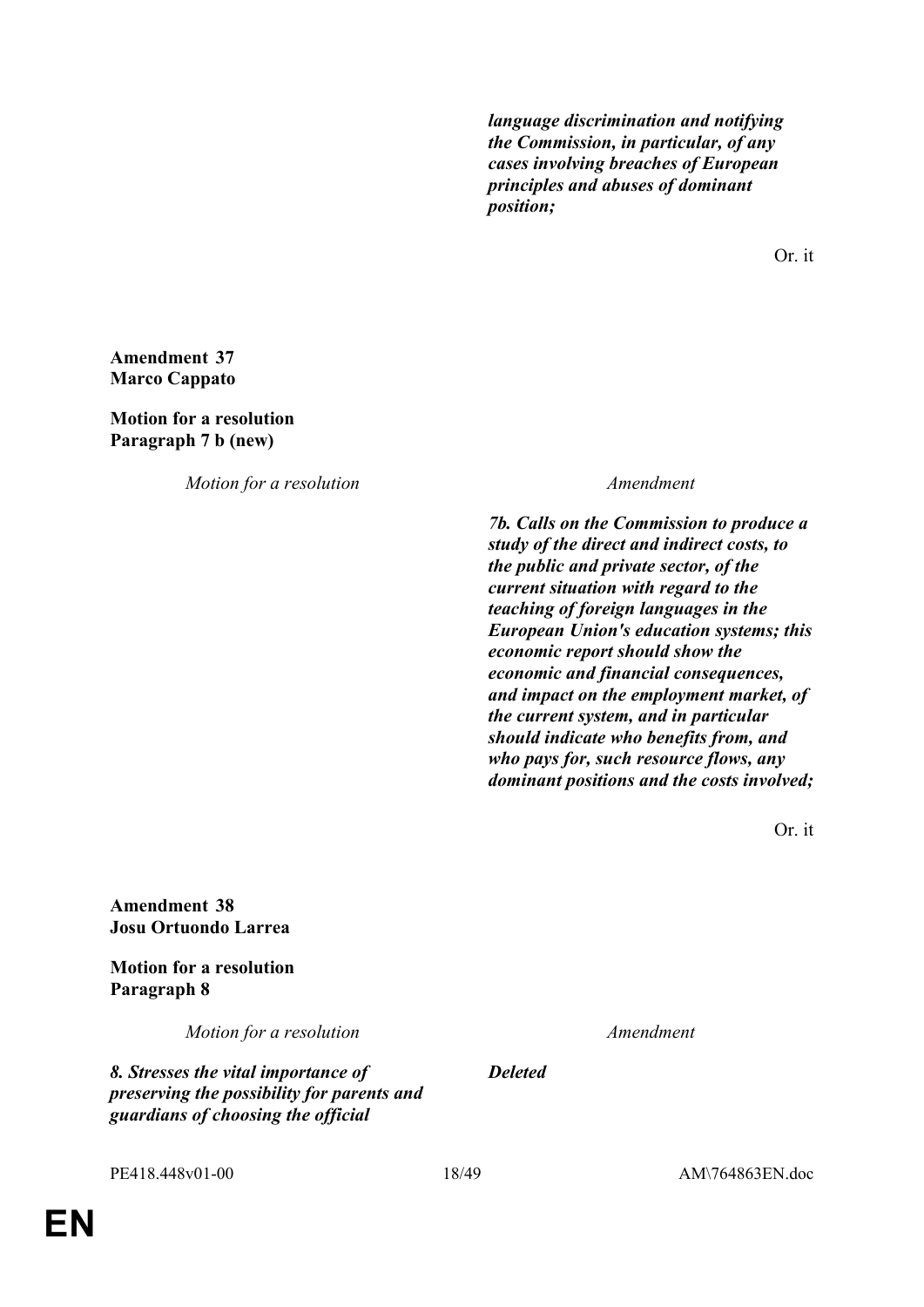| Motion for a resolution | Amendment |
|---|---|
| | ***language discrimination and notifying the Commission, in particular, of any cases involving breaches of European principles and abuses of dominant position;*** |

Or. it

**Amendment 37**
**Marco Cappato**

**Motion for a resolution**
**Paragraph 7 b (new)**

| *Motion for a resolution* | *Amendment* |
|---|---|
| | ***7b. Calls on the Commission to produce a study of the direct and indirect costs, to the public and private sector, of the current situation with regard to the teaching of foreign languages in the European Union's education systems; this economic report should show the economic and financial consequences, and impact on the employment market, of the current system, and in particular should indicate who benefits from, and who pays for, such resource flows, any dominant positions and the costs involved;*** |

Or. it

**Amendment 38**
**Josu Ortuondo Larrea**

**Motion for a resolution**
**Paragraph 8**

| *Motion for a resolution* | *Amendment* |
|---|---|
| ***8. Stresses the vital importance of preserving the possibility for parents and guardians of choosing the official*** | ***Deleted*** |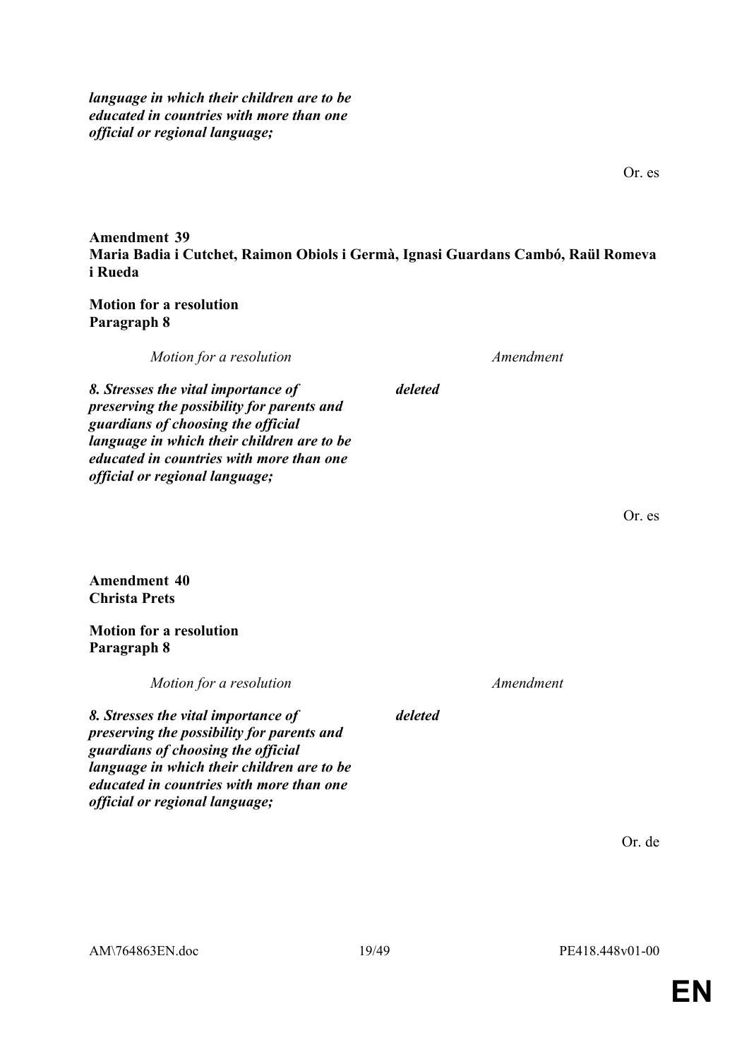***language in which their children are to be educated in countries with more than one official or regional language;***

Or. es

**Amendment 39**
**Maria Badia i Cutchet, Raimon Obiols i Germà, Ignasi Guardans Cambó, Raül Romeva i Rueda**

**Motion for a resolution**
**Paragraph 8**

| *Motion for a resolution* | *Amendment* |
|---|---|
| ***8. Stresses the vital importance of preserving the possibility for parents and guardians of choosing the official language in which their children are to be educated in countries with more than one official or regional language;*** | ***deleted*** |

Or. es

**Amendment 40**
**Christa Prets**

**Motion for a resolution**
**Paragraph 8**

| *Motion for a resolution* | *Amendment* |
|---|---|
| ***8. Stresses the vital importance of preserving the possibility for parents and guardians of choosing the official language in which their children are to be educated in countries with more than one official or regional language;*** | ***deleted*** |

Or. de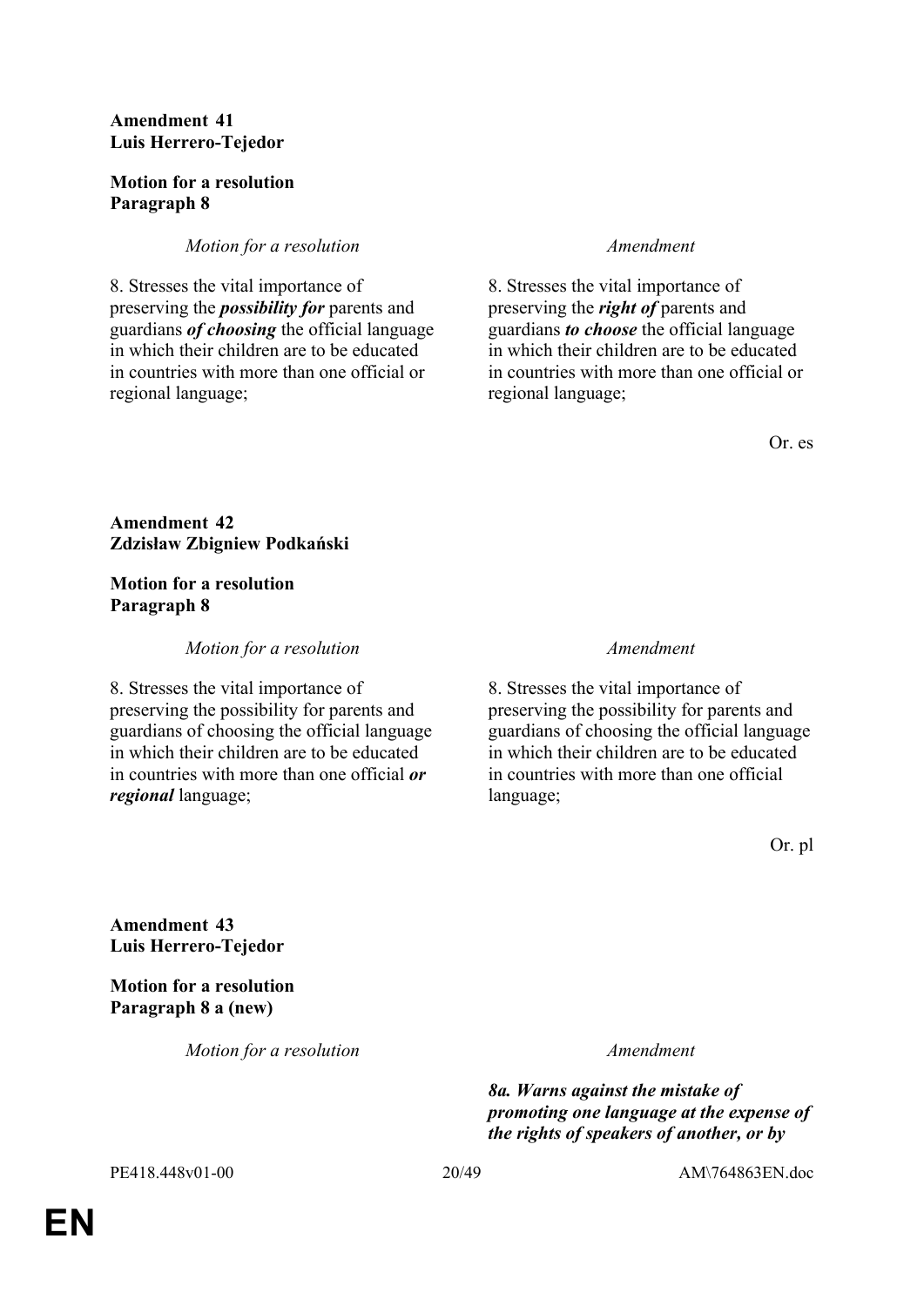**Amendment 41**
**Luis Herrero-Tejedor**

**Motion for a resolution**
**Paragraph 8**

| *Motion for a resolution* | *Amendment* |
|---|---|
| 8. Stresses the vital importance of preserving the ***possibility for*** parents and guardians ***of choosing*** the official language in which their children are to be educated in countries with more than one official or regional language; | 8. Stresses the vital importance of preserving the ***right of*** parents and guardians ***to choose*** the official language in which their children are to be educated in countries with more than one official or regional language; |

Or. es

**Amendment 42**
**Zdzisław Zbigniew Podkański**

**Motion for a resolution**
**Paragraph 8**

| *Motion for a resolution* | *Amendment* |
|---|---|
| 8. Stresses the vital importance of preserving the possibility for parents and guardians of choosing the official language in which their children are to be educated in countries with more than one official ***or regional*** language; | 8. Stresses the vital importance of preserving the possibility for parents and guardians of choosing the official language in which their children are to be educated in countries with more than one official language; |

Or. pl

**Amendment 43**
**Luis Herrero-Tejedor**

**Motion for a resolution**
**Paragraph 8 a (new)**

| *Motion for a resolution* | *Amendment* |
|---|---|
| | ***8a. Warns against the mistake of promoting one language at the expense of the rights of speakers of another, or by*** |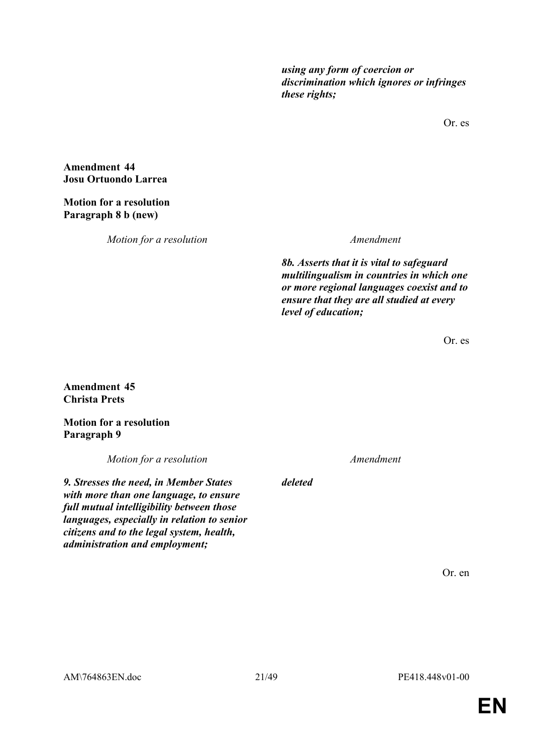*using any form of coercion or discrimination which ignores or infringes these rights;*

Or. es

**Amendment 44**
**Josu Ortuondo Larrea**

**Motion for a resolution**
**Paragraph 8 b (new)**

| *Motion for a resolution* | *Amendment* |
|---|---|
| | ***8b. Asserts that it is vital to safeguard multilingualism in countries in which one or more regional languages coexist and to ensure that they are all studied at every level of education;*** |

Or. es

**Amendment 45**
**Christa Prets**

**Motion for a resolution**
**Paragraph 9**

| *Motion for a resolution* | *Amendment* |
|---|---|
| ***9. Stresses the need, in Member States with more than one language, to ensure full mutual intelligibility between those languages, especially in relation to senior citizens and to the legal system, health, administration and employment;*** | ***deleted*** |

Or. en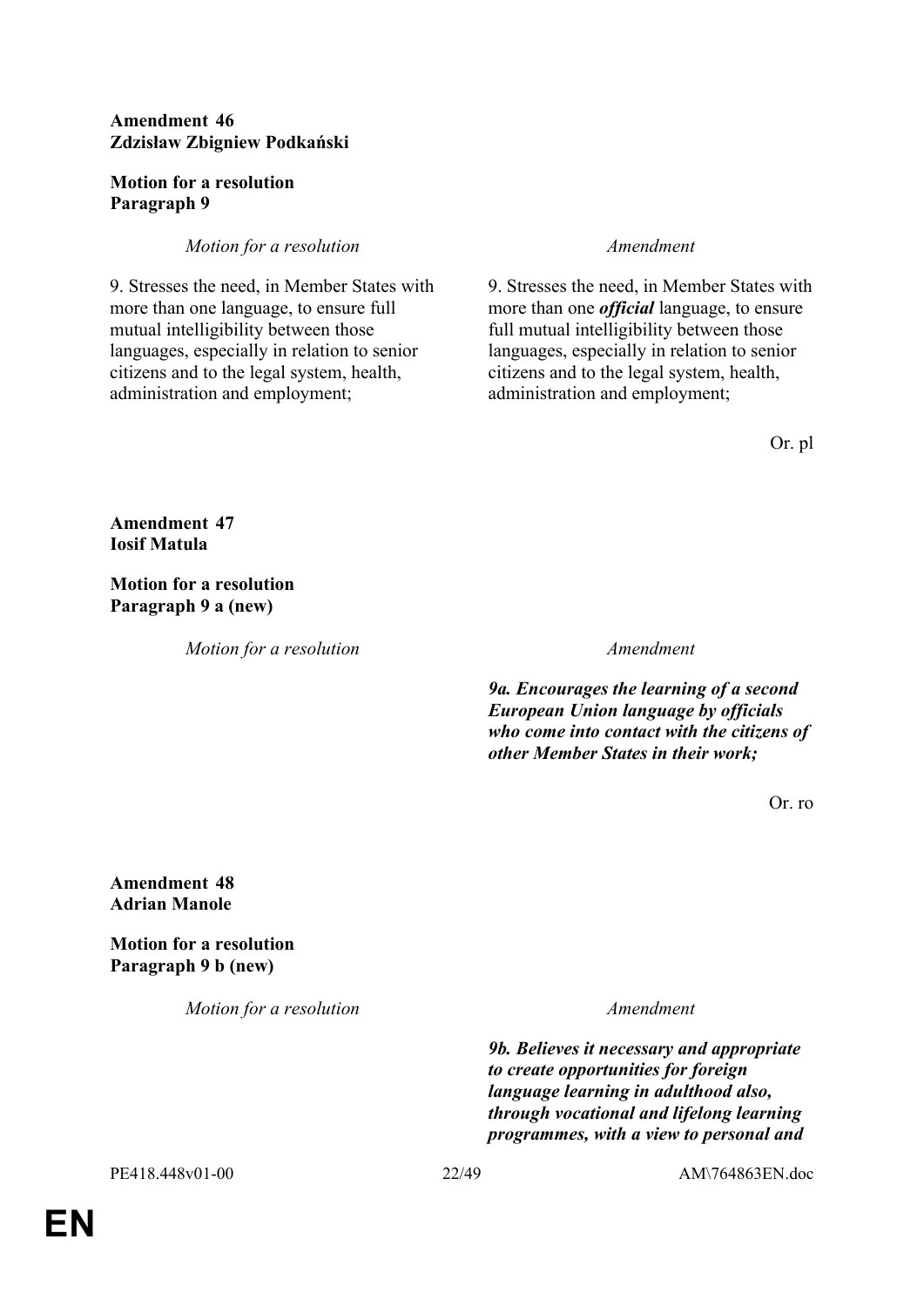**Amendment 46**
**Zdzisław Zbigniew Podkański**

**Motion for a resolution**
**Paragraph 9**

| *Motion for a resolution* | *Amendment* |
|---|---|
| 9. Stresses the need, in Member States with more than one language, to ensure full mutual intelligibility between those languages, especially in relation to senior citizens and to the legal system, health, administration and employment; | 9. Stresses the need, in Member States with more than one ***official*** language, to ensure full mutual intelligibility between those languages, especially in relation to senior citizens and to the legal system, health, administration and employment; |

Or. pl

**Amendment 47**
**Iosif Matula**

**Motion for a resolution**
**Paragraph 9 a (new)**

| *Motion for a resolution* | *Amendment* |
|---|---|
| | ***9a. Encourages the learning of a second European Union language by officials who come into contact with the citizens of other Member States in their work;*** |

Or. ro

**Amendment 48**
**Adrian Manole**

**Motion for a resolution**
**Paragraph 9 b (new)**

| *Motion for a resolution* | *Amendment* |
|---|---|
| | ***9b. Believes it necessary and appropriate to create opportunities for foreign language learning in adulthood also, through vocational and lifelong learning programmes, with a view to personal and*** |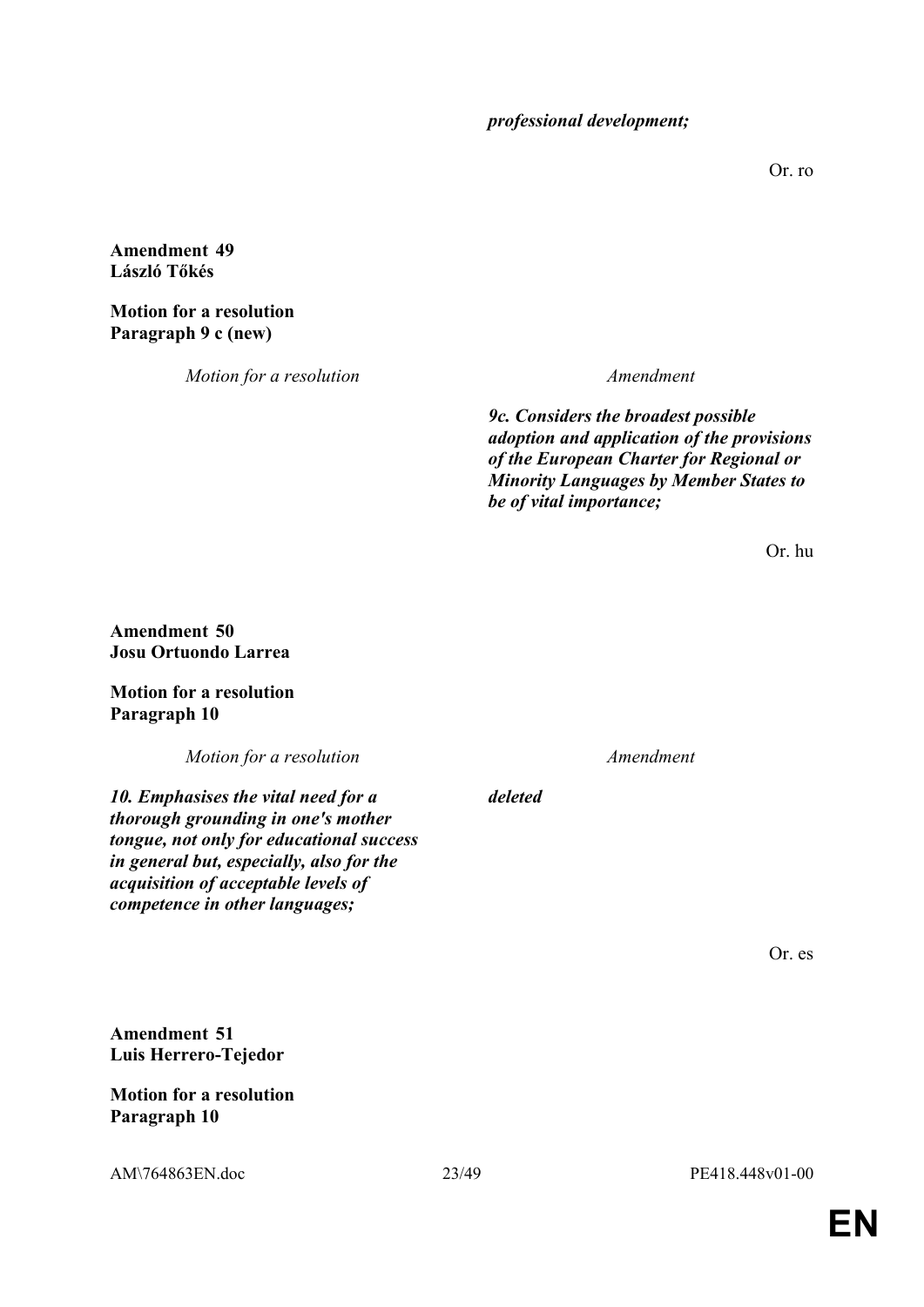| | |
|---|---|
| | ***professional development;*** |

Or. ro

**Amendment 49**
**László Tőkés**

**Motion for a resolution**
**Paragraph 9 c (new)**

| *Motion for a resolution* | *Amendment* |
|---|---|
| | ***9c. Considers the broadest possible adoption and application of the provisions of the European Charter for Regional or Minority Languages by Member States to be of vital importance;*** |

Or. hu

**Amendment 50**
**Josu Ortuondo Larrea**

**Motion for a resolution**
**Paragraph 10**

| *Motion for a resolution* | *Amendment* |
|---|---|
| ***10. Emphasises the vital need for a thorough grounding in one's mother tongue, not only for educational success in general but, especially, also for the acquisition of acceptable levels of competence in other languages;*** | ***deleted*** |

Or. es

**Amendment 51**
**Luis Herrero-Tejedor**

**Motion for a resolution**
**Paragraph 10**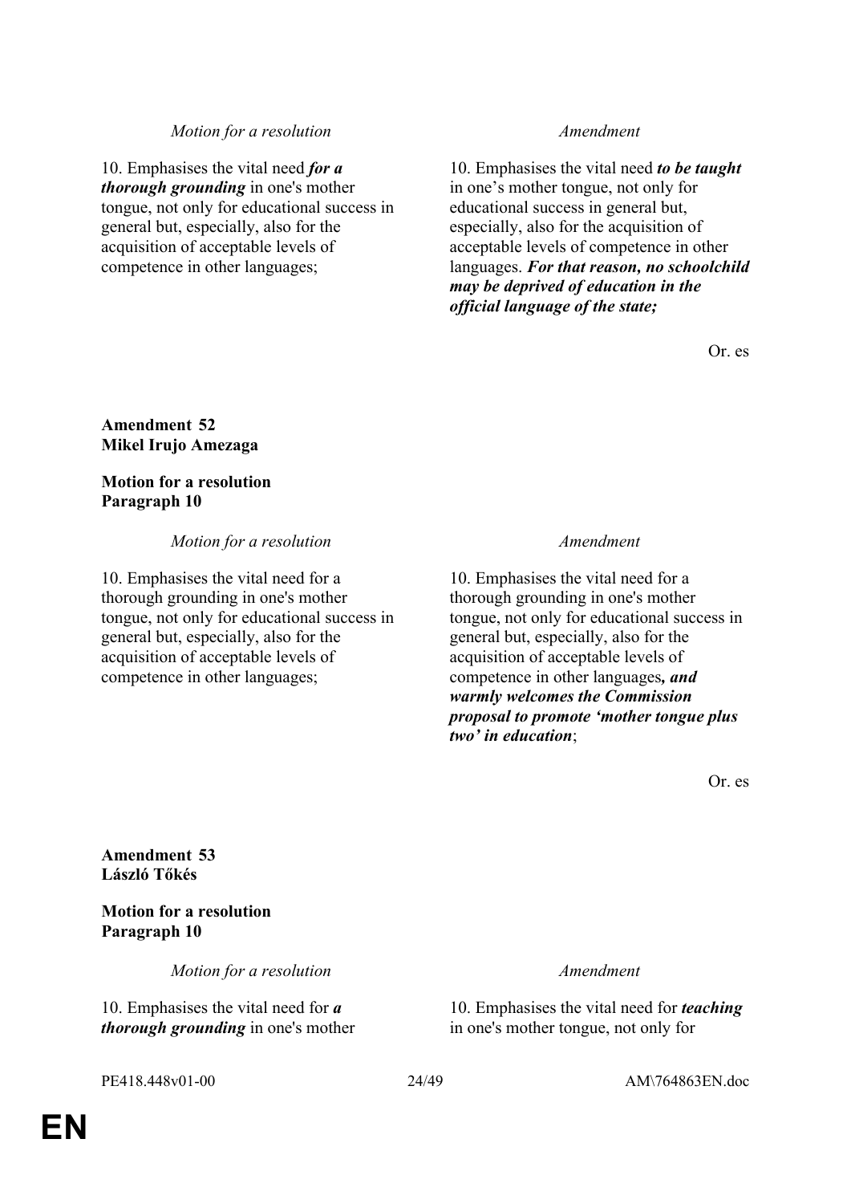| *Motion for a resolution* | *Amendment* |
|---|---|
| 10. Emphasises the vital need ***for a thorough grounding*** in one's mother tongue, not only for educational success in general but, especially, also for the acquisition of acceptable levels of competence in other languages; | 10. Emphasises the vital need ***to be taught*** in one's mother tongue, not only for educational success in general but, especially, also for the acquisition of acceptable levels of competence in other languages. ***For that reason, no schoolchild may be deprived of education in the official language of the state;*** |

Or. es

**Amendment 52**
**Mikel Irujo Amezaga**

**Motion for a resolution**
**Paragraph 10**

| *Motion for a resolution* | *Amendment* |
|---|---|
| 10. Emphasises the vital need for a thorough grounding in one's mother tongue, not only for educational success in general but, especially, also for the acquisition of acceptable levels of competence in other languages; | 10. Emphasises the vital need for a thorough grounding in one's mother tongue, not only for educational success in general but, especially, also for the acquisition of acceptable levels of competence in other languages***, and warmly welcomes the Commission proposal to promote 'mother tongue plus two' in education***; |

Or. es

**Amendment 53**
**László Tőkés**

**Motion for a resolution**
**Paragraph 10**

| *Motion for a resolution* | *Amendment* |
|---|---|
| 10. Emphasises the vital need for ***a thorough grounding*** in one's mother | 10. Emphasises the vital need for ***teaching*** in one's mother tongue, not only for |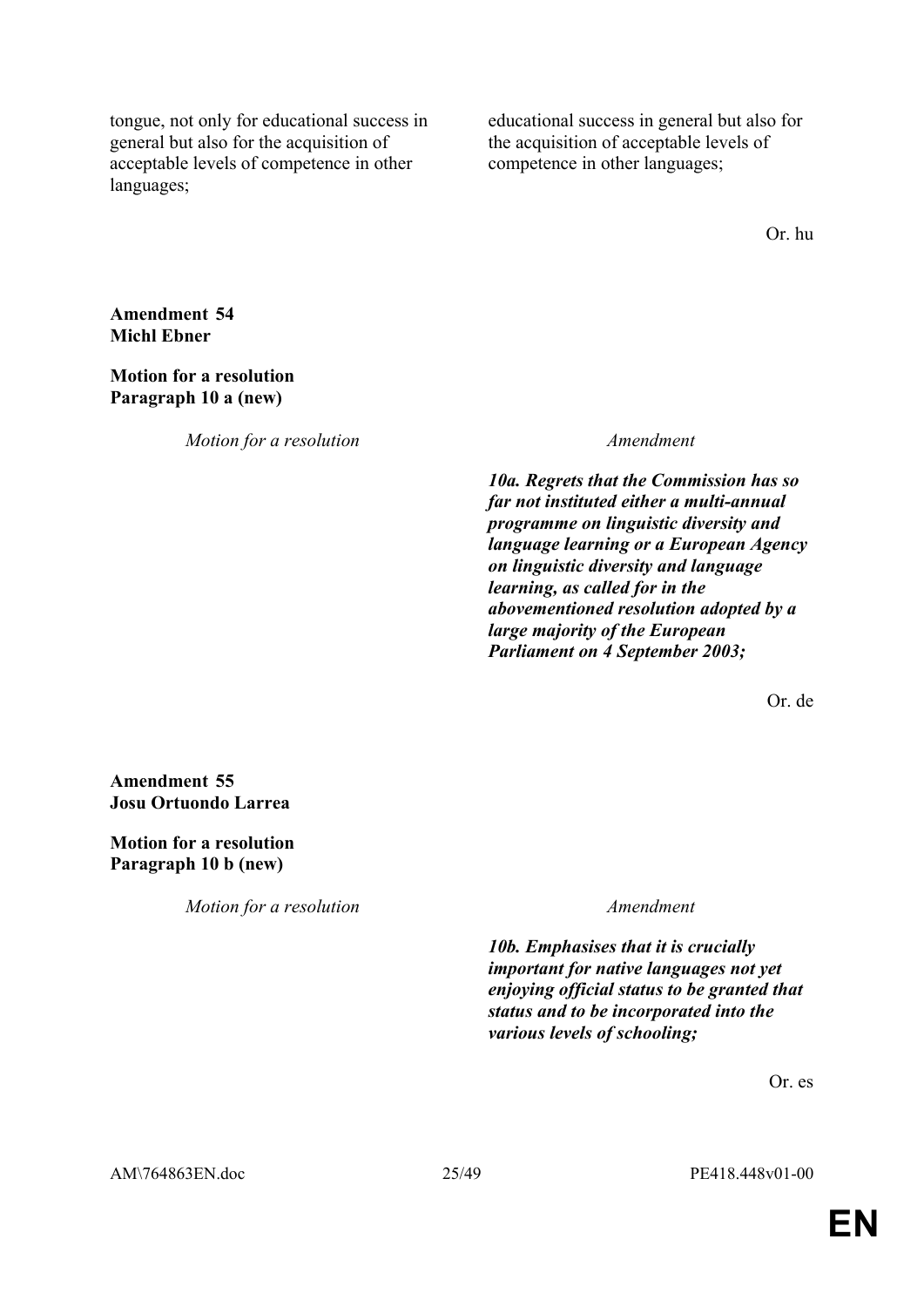| | |
|---|---|
| tongue, not only for educational success in general but also for the acquisition of acceptable levels of competence in other languages; | educational success in general but also for the acquisition of acceptable levels of competence in other languages; |

Or. hu

**Amendment 54**
**Michl Ebner**

**Motion for a resolution**
**Paragraph 10 a (new)**

| *Motion for a resolution* | *Amendment* |
|---|---|
| | ***10a. Regrets that the Commission has so far not instituted either a multi-annual programme on linguistic diversity and language learning or a European Agency on linguistic diversity and language learning, as called for in the abovementioned resolution adopted by a large majority of the European Parliament on 4 September 2003;*** |

Or. de

**Amendment 55**
**Josu Ortuondo Larrea**

**Motion for a resolution**
**Paragraph 10 b (new)**

| *Motion for a resolution* | *Amendment* |
|---|---|
| | ***10b. Emphasises that it is crucially important for native languages not yet enjoying official status to be granted that status and to be incorporated into the various levels of schooling;*** |

Or. es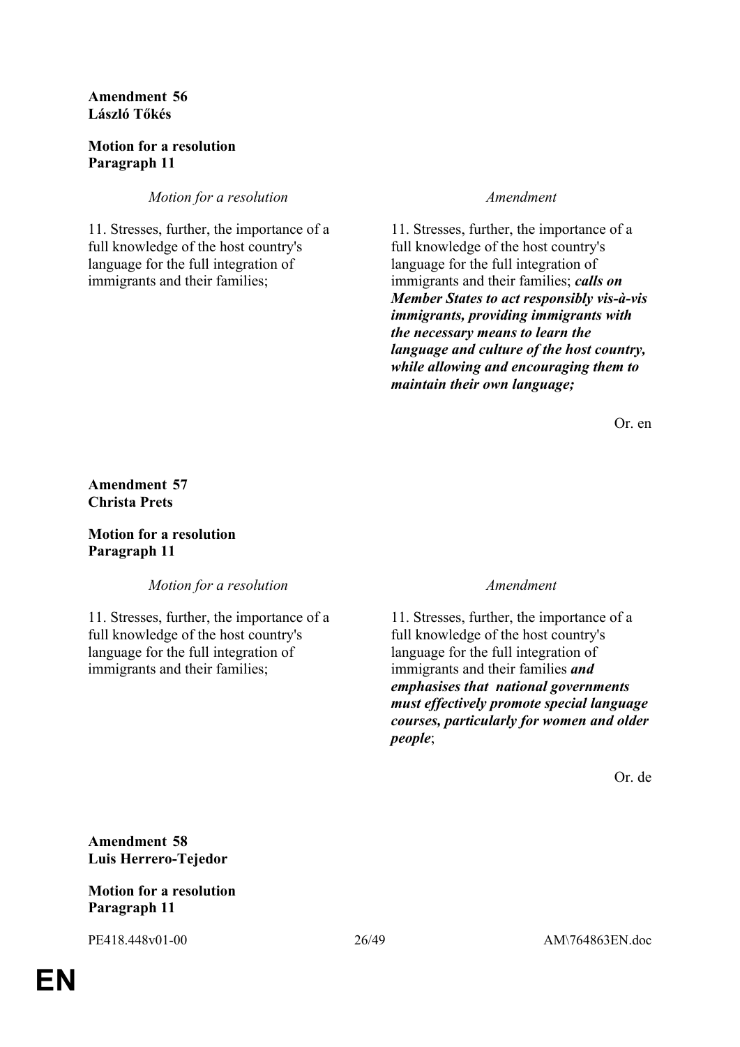**Amendment 56**
**László Tőkés**

**Motion for a resolution**
**Paragraph 11**

| *Motion for a resolution* | *Amendment* |
| --- | --- |
| 11. Stresses, further, the importance of a full knowledge of the host country's language for the full integration of immigrants and their families; | 11. Stresses, further, the importance of a full knowledge of the host country's language for the full integration of immigrants and their families; ***calls on Member States to act responsibly vis-à-vis immigrants, providing immigrants with the necessary means to learn the language and culture of the host country, while allowing and encouraging them to maintain their own language;*** |

Or. en

**Amendment 57**
**Christa Prets**

**Motion for a resolution**
**Paragraph 11**

| *Motion for a resolution* | *Amendment* |
| --- | --- |
| 11. Stresses, further, the importance of a full knowledge of the host country's language for the full integration of immigrants and their families; | 11. Stresses, further, the importance of a full knowledge of the host country's language for the full integration of immigrants and their families ***and emphasises that national governments must effectively promote special language courses, particularly for women and older people***; |

Or. de

**Amendment 58**
**Luis Herrero-Tejedor**

**Motion for a resolution**
**Paragraph 11**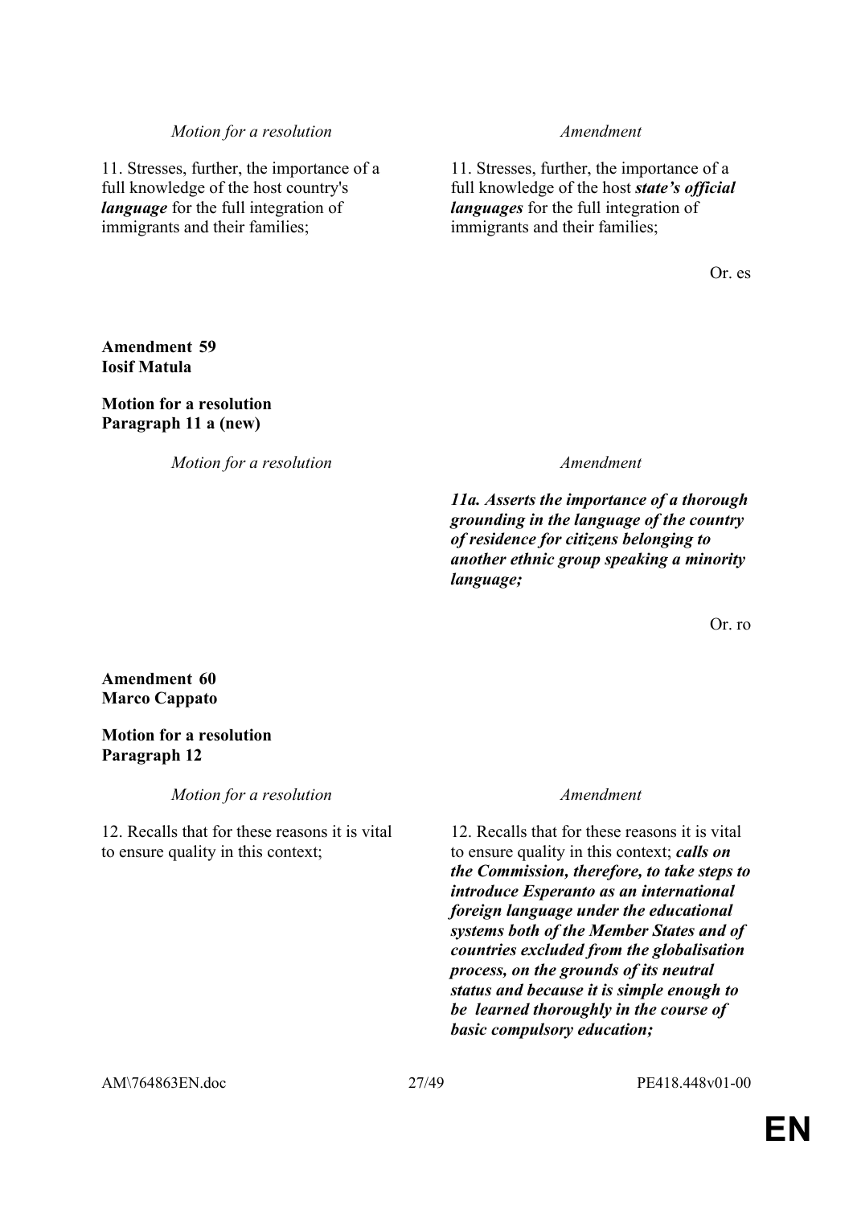| Motion for a resolution | Amendment |
| --- | --- |
| 11. Stresses, further, the importance of a full knowledge of the host country's ***language*** for the full integration of immigrants and their families; | 11. Stresses, further, the importance of a full knowledge of the host ***state's official languages*** for the full integration of immigrants and their families; |

Or. es

**Amendment 59**
**Iosif Matula**

**Motion for a resolution**
**Paragraph 11 a (new)**

| Motion for a resolution | Amendment |
| --- | --- |
| | ***11a. Asserts the importance of a thorough grounding in the language of the country of residence for citizens belonging to another ethnic group speaking a minority language;*** |

Or. ro

**Amendment 60**
**Marco Cappato**

**Motion for a resolution**
**Paragraph 12**

| Motion for a resolution | Amendment |
| --- | --- |
| 12. Recalls that for these reasons it is vital to ensure quality in this context; | 12. Recalls that for these reasons it is vital to ensure quality in this context; ***calls on the Commission, therefore, to take steps to introduce Esperanto as an international foreign language under the educational systems both of the Member States and of countries excluded from the globalisation process, on the grounds of its neutral status and because it is simple enough to be learned thoroughly in the course of basic compulsory education;*** |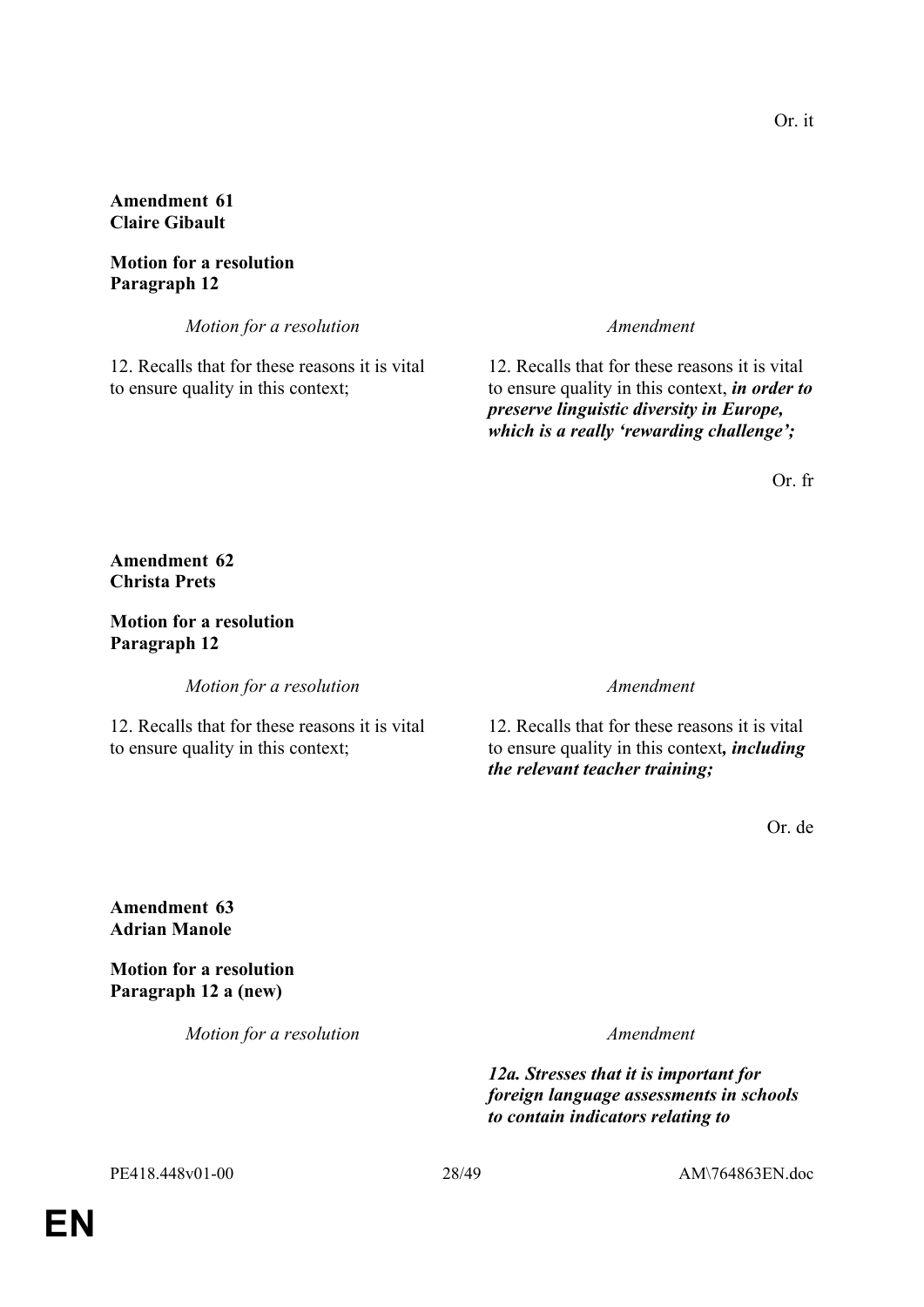Or. it

**Amendment 61**
**Claire Gibault**

**Motion for a resolution**
**Paragraph 12**

| *Motion for a resolution* | *Amendment* |
|---|---|
| 12. Recalls that for these reasons it is vital to ensure quality in this context; | 12. Recalls that for these reasons it is vital to ensure quality in this context, ***in order to preserve linguistic diversity in Europe, which is a really 'rewarding challenge';*** |

Or. fr

**Amendment 62**
**Christa Prets**

**Motion for a resolution**
**Paragraph 12**

| *Motion for a resolution* | *Amendment* |
|---|---|
| 12. Recalls that for these reasons it is vital to ensure quality in this context; | 12. Recalls that for these reasons it is vital to ensure quality in this context***, including the relevant teacher training;*** |

Or. de

**Amendment 63**
**Adrian Manole**

**Motion for a resolution**
**Paragraph 12 a (new)**

| *Motion for a resolution* | *Amendment* |
|---|---|
| | ***12a. Stresses that it is important for foreign language assessments in schools to contain indicators relating to*** |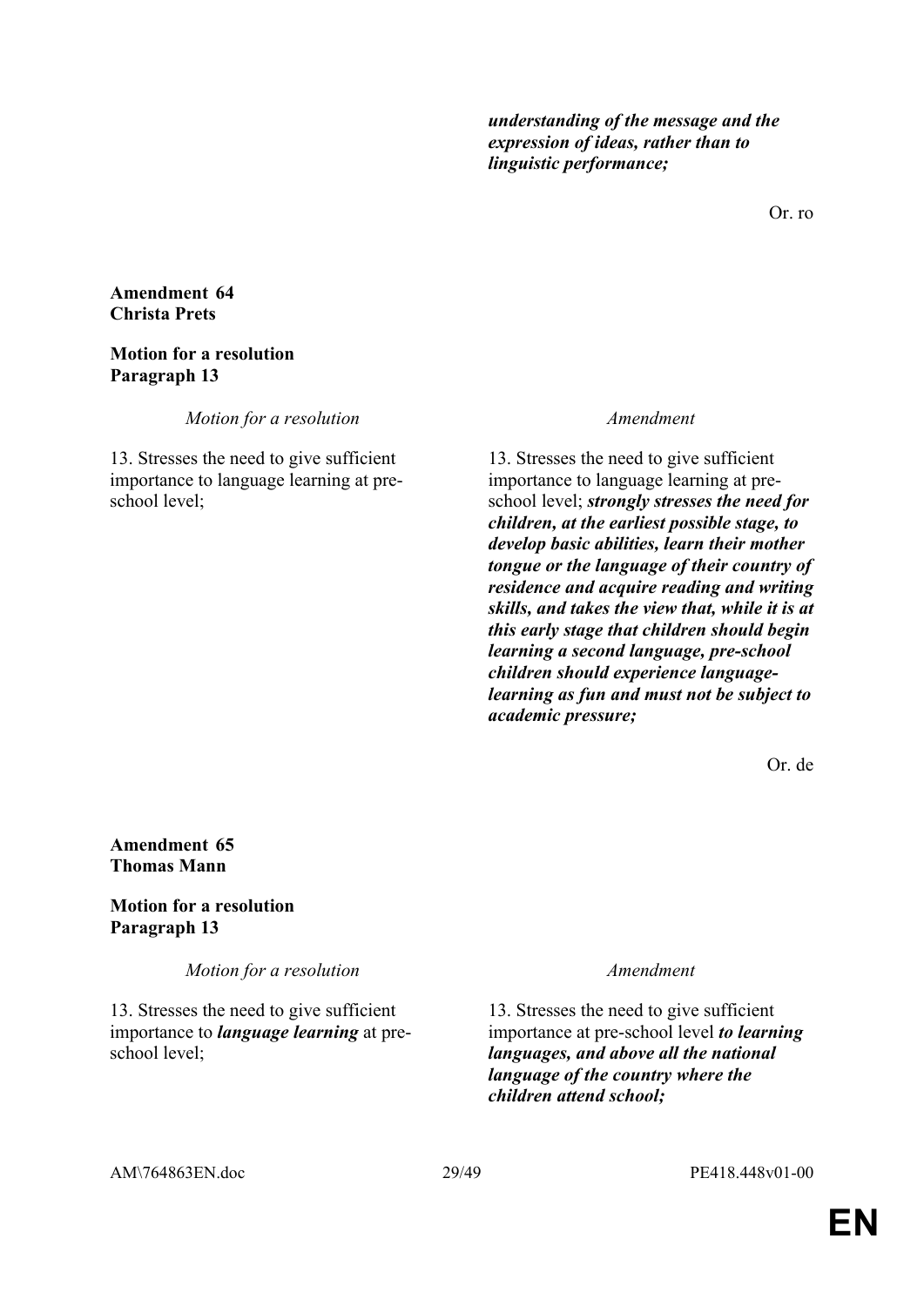| | |
|---|---|
| | ***understanding of the message and the expression of ideas, rather than to linguistic performance;*** |

Or. ro

**Amendment 64**
**Christa Prets**

**Motion for a resolution**
**Paragraph 13**

| *Motion for a resolution* | *Amendment* |
|---|---|
| 13. Stresses the need to give sufficient importance to language learning at pre-school level; | 13. Stresses the need to give sufficient importance to language learning at pre-school level; ***strongly stresses the need for children, at the earliest possible stage, to develop basic abilities, learn their mother tongue or the language of their country of residence and acquire reading and writing skills, and takes the view that, while it is at this early stage that children should begin learning a second language, pre-school children should experience language-learning as fun and must not be subject to academic pressure;*** |

Or. de

**Amendment 65**
**Thomas Mann**

**Motion for a resolution**
**Paragraph 13**

| *Motion for a resolution* | *Amendment* |
|---|---|
| 13. Stresses the need to give sufficient importance to ***language learning*** at pre-school level; | 13. Stresses the need to give sufficient importance at pre-school level ***to learning languages, and above all the national language of the country where the children attend school;*** |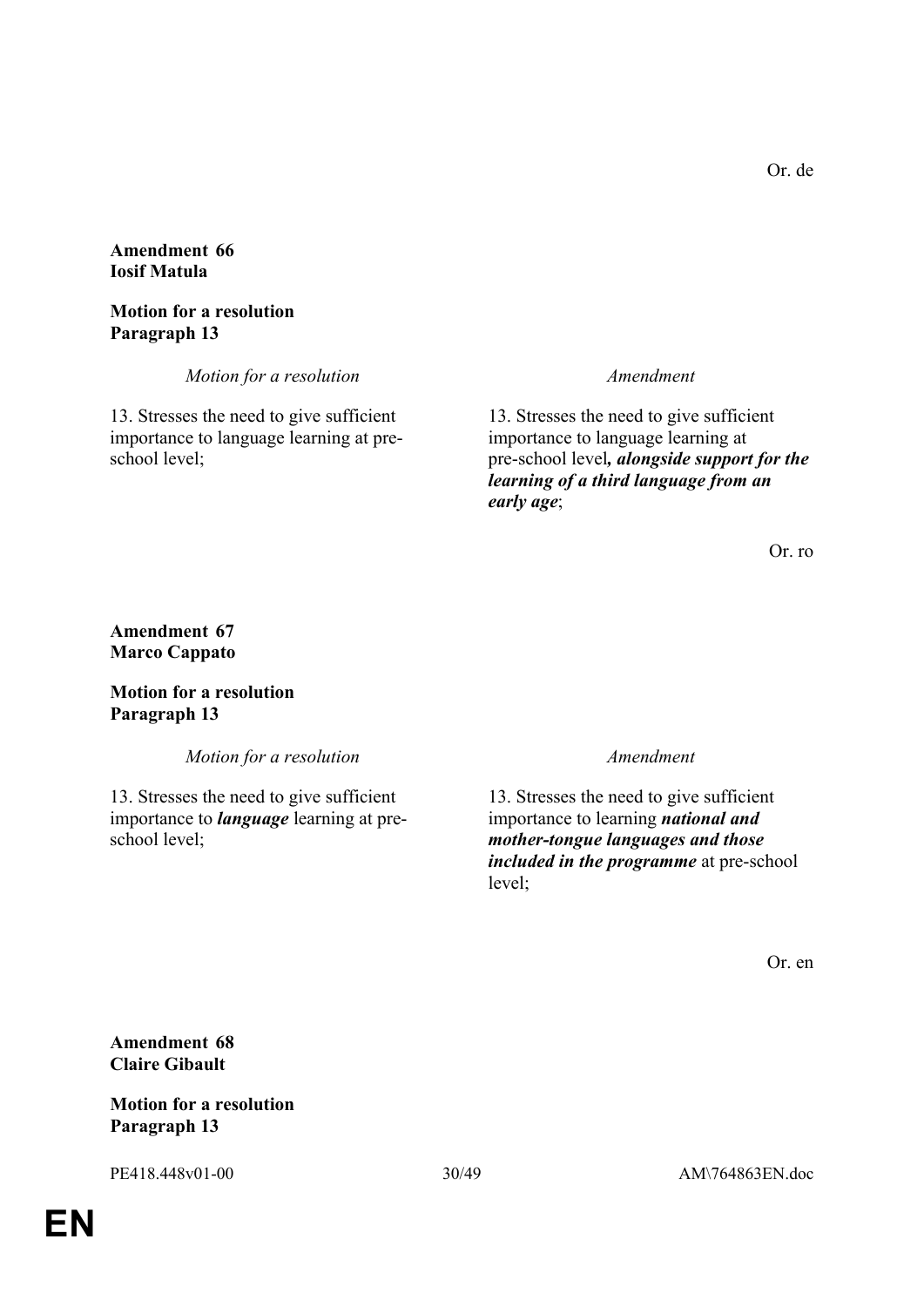Or. de

**Amendment 66**
**Iosif Matula**

**Motion for a resolution**
**Paragraph 13**

| *Motion for a resolution* | *Amendment* |
|---|---|
| 13. Stresses the need to give sufficient importance to language learning at pre-school level; | 13. Stresses the need to give sufficient importance to language learning at pre-school level***, alongside support for the learning of a third language from an early age***; |

Or. ro

**Amendment 67**
**Marco Cappato**

**Motion for a resolution**
**Paragraph 13**

| *Motion for a resolution* | *Amendment* |
|---|---|
| 13. Stresses the need to give sufficient importance to ***language*** learning at pre-school level; | 13. Stresses the need to give sufficient importance to learning ***national and mother-tongue languages and those included in the programme*** at pre-school level; |

Or. en

**Amendment 68**
**Claire Gibault**

**Motion for a resolution**
**Paragraph 13**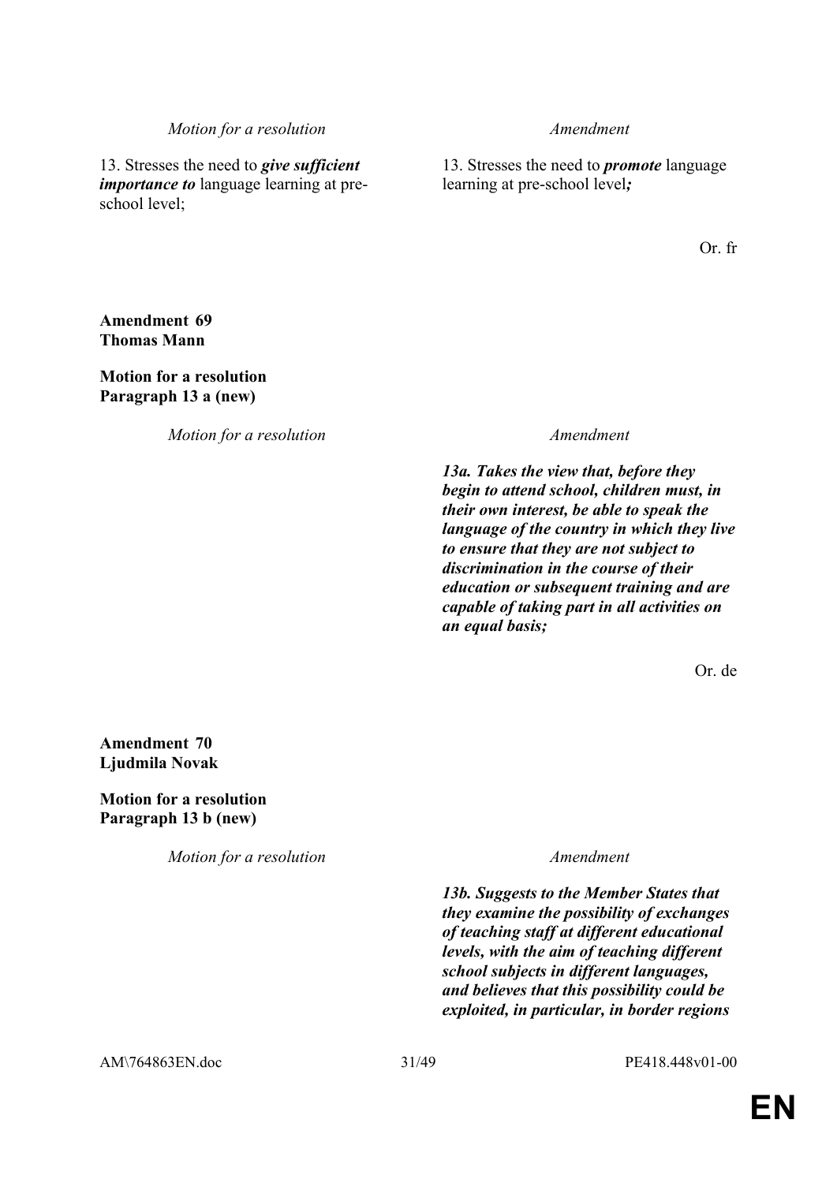| *Motion for a resolution* | *Amendment* |
|---|---|
| 13. Stresses the need to ***give sufficient importance to*** language learning at pre-school level; | 13. Stresses the need to ***promote*** language learning at pre-school level***;*** |

Or. fr

**Amendment 69**
**Thomas Mann**

**Motion for a resolution**
**Paragraph 13 a (new)**

| *Motion for a resolution* | *Amendment* |
|---|---|
| | ***13a. Takes the view that, before they begin to attend school, children must, in their own interest, be able to speak the language of the country in which they live to ensure that they are not subject to discrimination in the course of their education or subsequent training and are capable of taking part in all activities on an equal basis;*** |

Or. de

**Amendment 70**
**Ljudmila Novak**

**Motion for a resolution**
**Paragraph 13 b (new)**

| *Motion for a resolution* | *Amendment* |
|---|---|
| | ***13b. Suggests to the Member States that they examine the possibility of exchanges of teaching staff at different educational levels, with the aim of teaching different school subjects in different languages, and believes that this possibility could be exploited, in particular, in border regions*** |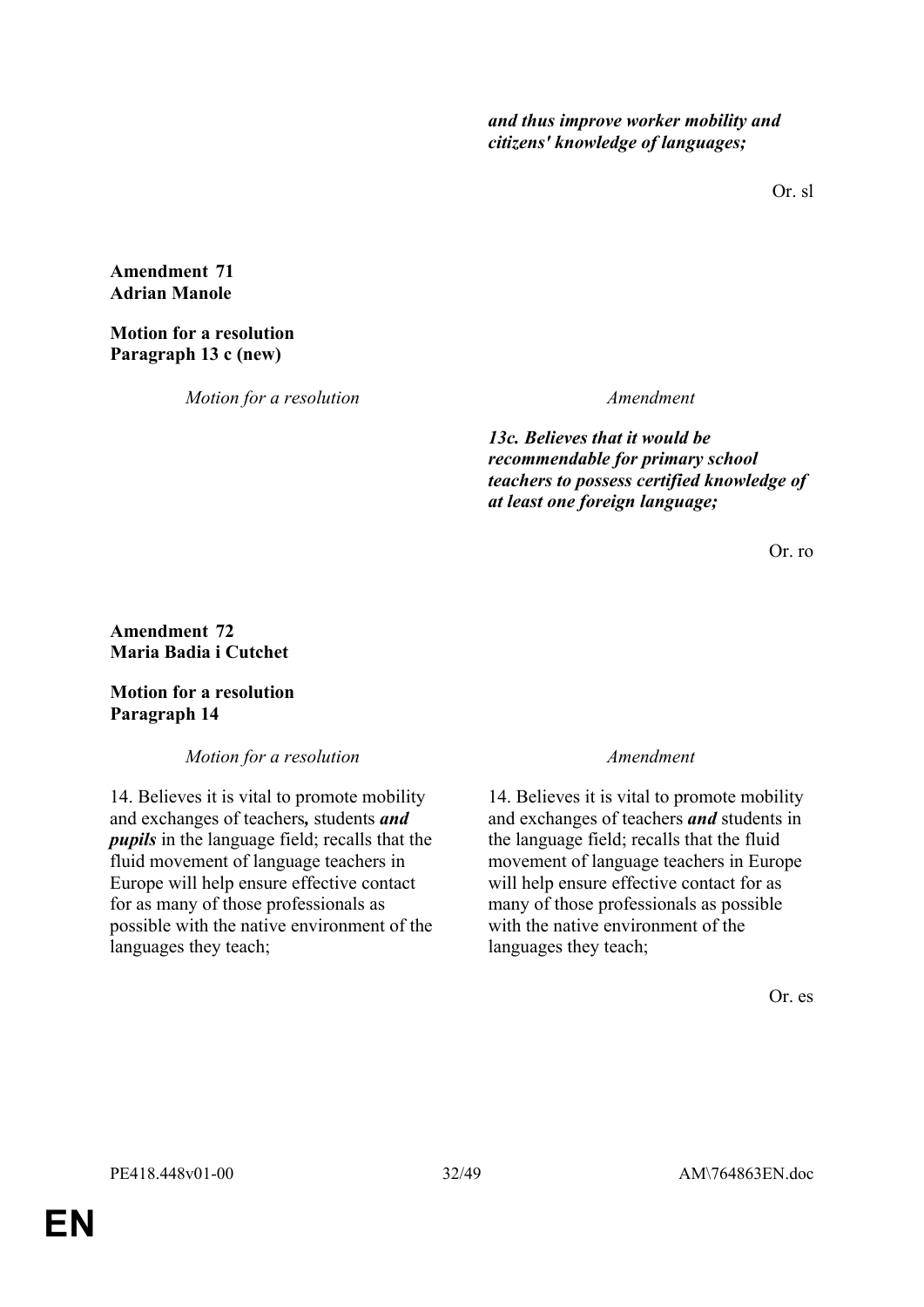***and thus improve worker mobility and citizens' knowledge of languages;***

Or. sl

**Amendment 71**
**Adrian Manole**

**Motion for a resolution**
**Paragraph 13 c (new)**

| *Motion for a resolution* | *Amendment* |
|---|---|
| | ***13c. Believes that it would be recommendable for primary school teachers to possess certified knowledge of at least one foreign language;*** |

Or. ro

**Amendment 72**
**Maria Badia i Cutchet**

**Motion for a resolution**
**Paragraph 14**

| *Motion for a resolution* | *Amendment* |
|---|---|
| 14. Believes it is vital to promote mobility and exchanges of teachers***,*** students ***and pupils*** in the language field; recalls that the fluid movement of language teachers in Europe will help ensure effective contact for as many of those professionals as possible with the native environment of the languages they teach; | 14. Believes it is vital to promote mobility and exchanges of teachers ***and*** students in the language field; recalls that the fluid movement of language teachers in Europe will help ensure effective contact for as many of those professionals as possible with the native environment of the languages they teach; |

Or. es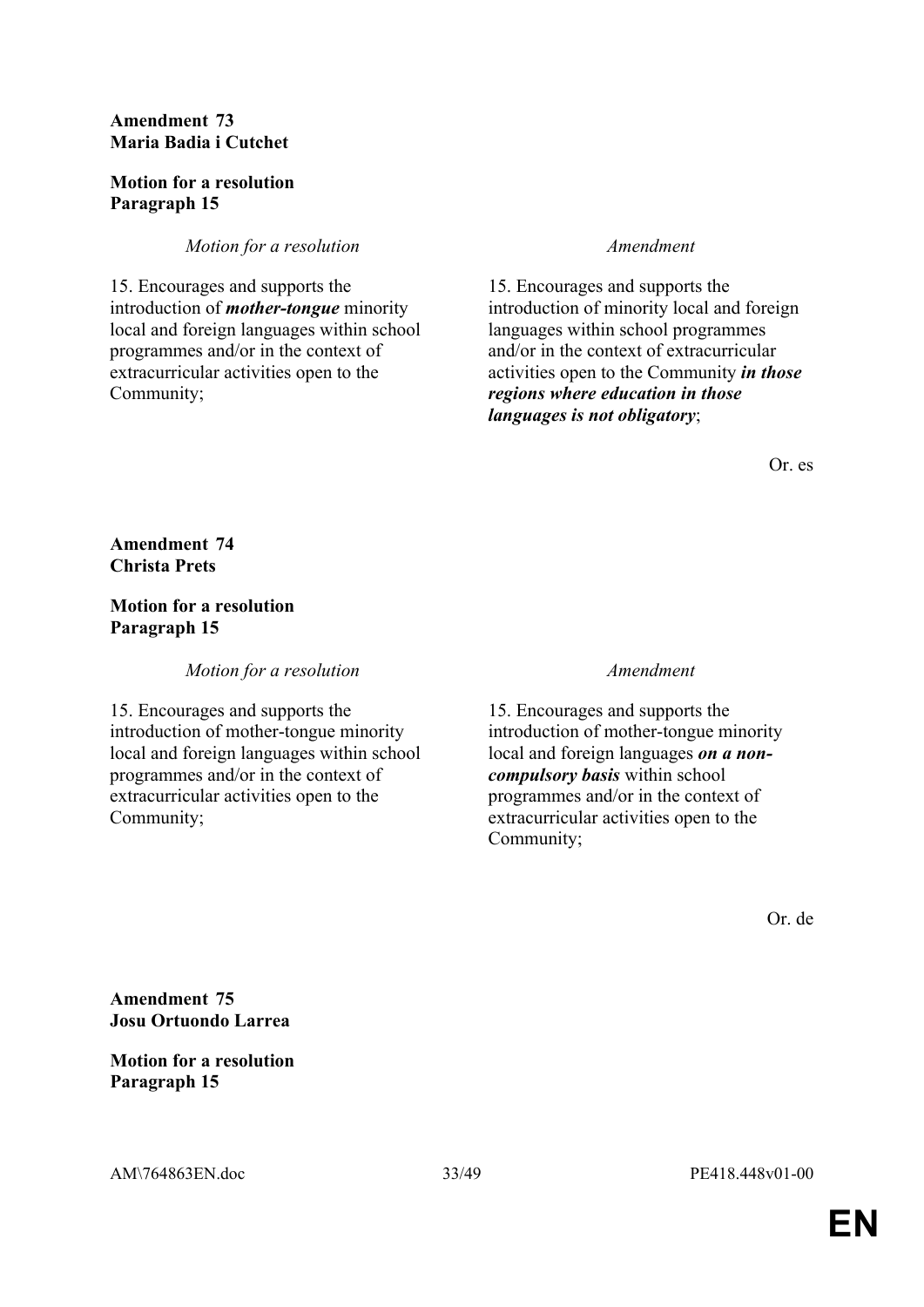**Amendment 73**
**Maria Badia i Cutchet**

**Motion for a resolution**
**Paragraph 15**

| *Motion for a resolution* | *Amendment* |
|---|---|
| 15. Encourages and supports the introduction of ***mother-tongue*** minority local and foreign languages within school programmes and/or in the context of extracurricular activities open to the Community; | 15. Encourages and supports the introduction of minority local and foreign languages within school programmes and/or in the context of extracurricular activities open to the Community ***in those regions where education in those languages is not obligatory***; |

Or. es

**Amendment 74**
**Christa Prets**

**Motion for a resolution**
**Paragraph 15**

| *Motion for a resolution* | *Amendment* |
|---|---|
| 15. Encourages and supports the introduction of mother-tongue minority local and foreign languages within school programmes and/or in the context of extracurricular activities open to the Community; | 15. Encourages and supports the introduction of mother-tongue minority local and foreign languages ***on a non-compulsory basis*** within school programmes and/or in the context of extracurricular activities open to the Community; |

Or. de

**Amendment 75**
**Josu Ortuondo Larrea**

**Motion for a resolution**
**Paragraph 15**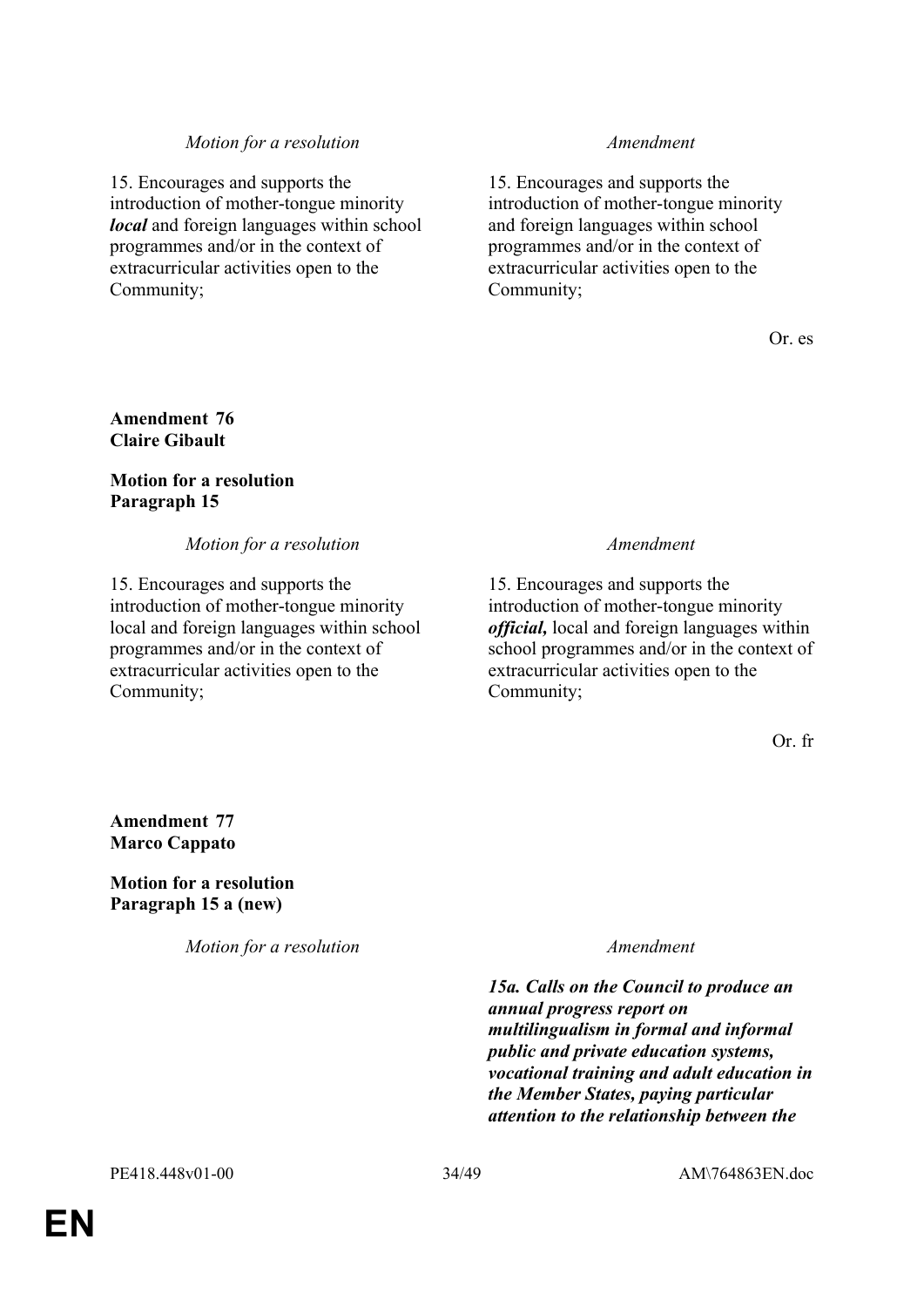| *Motion for a resolution* | *Amendment* |
|---|---|
| 15. Encourages and supports the introduction of mother-tongue minority ***local*** and foreign languages within school programmes and/or in the context of extracurricular activities open to the Community; | 15. Encourages and supports the introduction of mother-tongue minority and foreign languages within school programmes and/or in the context of extracurricular activities open to the Community; |

Or. es

**Amendment 76**
**Claire Gibault**

**Motion for a resolution**
**Paragraph 15**

| *Motion for a resolution* | *Amendment* |
|---|---|
| 15. Encourages and supports the introduction of mother-tongue minority local and foreign languages within school programmes and/or in the context of extracurricular activities open to the Community; | 15. Encourages and supports the introduction of mother-tongue minority ***official,*** local and foreign languages within school programmes and/or in the context of extracurricular activities open to the Community; |

Or. fr

**Amendment 77**
**Marco Cappato**

**Motion for a resolution**
**Paragraph 15 a (new)**

| *Motion for a resolution* | *Amendment* |
|---|---|
| | ***15a. Calls on the Council to produce an annual progress report on multilingualism in formal and informal public and private education systems, vocational training and adult education in the Member States, paying particular attention to the relationship between the*** |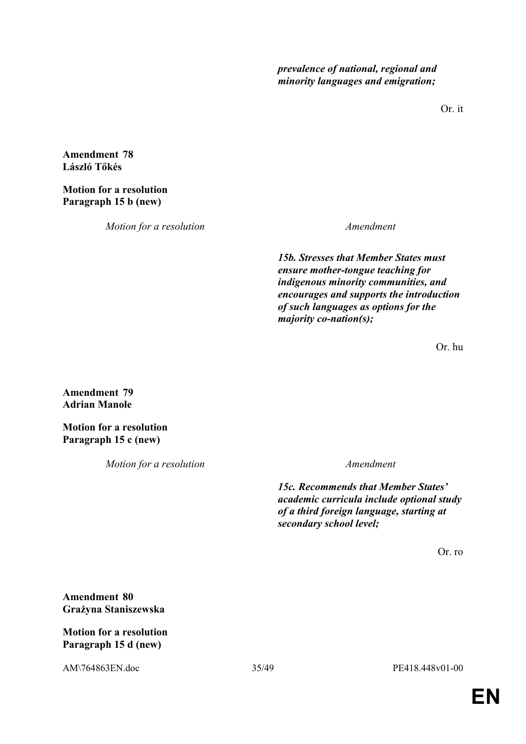| | |
|---|---|
| | ***prevalence of national, regional and minority languages and emigration;*** |

Or. it

**Amendment 78**
**László Tőkés**

**Motion for a resolution**
**Paragraph 15 b (new)**

| *Motion for a resolution* | *Amendment* |
|---|---|
| | ***15b. Stresses that Member States must ensure mother-tongue teaching for indigenous minority communities, and encourages and supports the introduction of such languages as options for the majority co-nation(s);*** |

Or. hu

**Amendment 79**
**Adrian Manole**

**Motion for a resolution**
**Paragraph 15 c (new)**

| *Motion for a resolution* | *Amendment* |
|---|---|
| | ***15c. Recommends that Member States' academic curricula include optional study of a third foreign language, starting at secondary school level;*** |

Or. ro

**Amendment 80**
**Grażyna Staniszewska**

**Motion for a resolution**
**Paragraph 15 d (new)**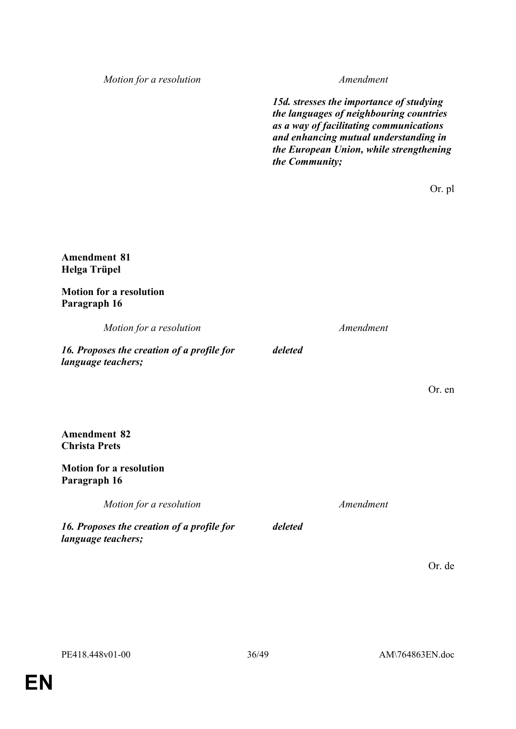| *Motion for a resolution* | *Amendment* |
|---|---|
| | ***15d. stresses the importance of studying the languages of neighbouring countries as a way of facilitating communications and enhancing mutual understanding in the European Union, while strengthening the Community;*** |

Or. pl

**Amendment 81**
**Helga Trüpel**

**Motion for a resolution**
**Paragraph 16**

| *Motion for a resolution* | *Amendment* |
|---|---|
| ***16. Proposes the creation of a profile for language teachers;*** | ***deleted*** |

Or. en

**Amendment 82**
**Christa Prets**

**Motion for a resolution**
**Paragraph 16**

| *Motion for a resolution* | *Amendment* |
|---|---|
| ***16. Proposes the creation of a profile for language teachers;*** | ***deleted*** |

Or. de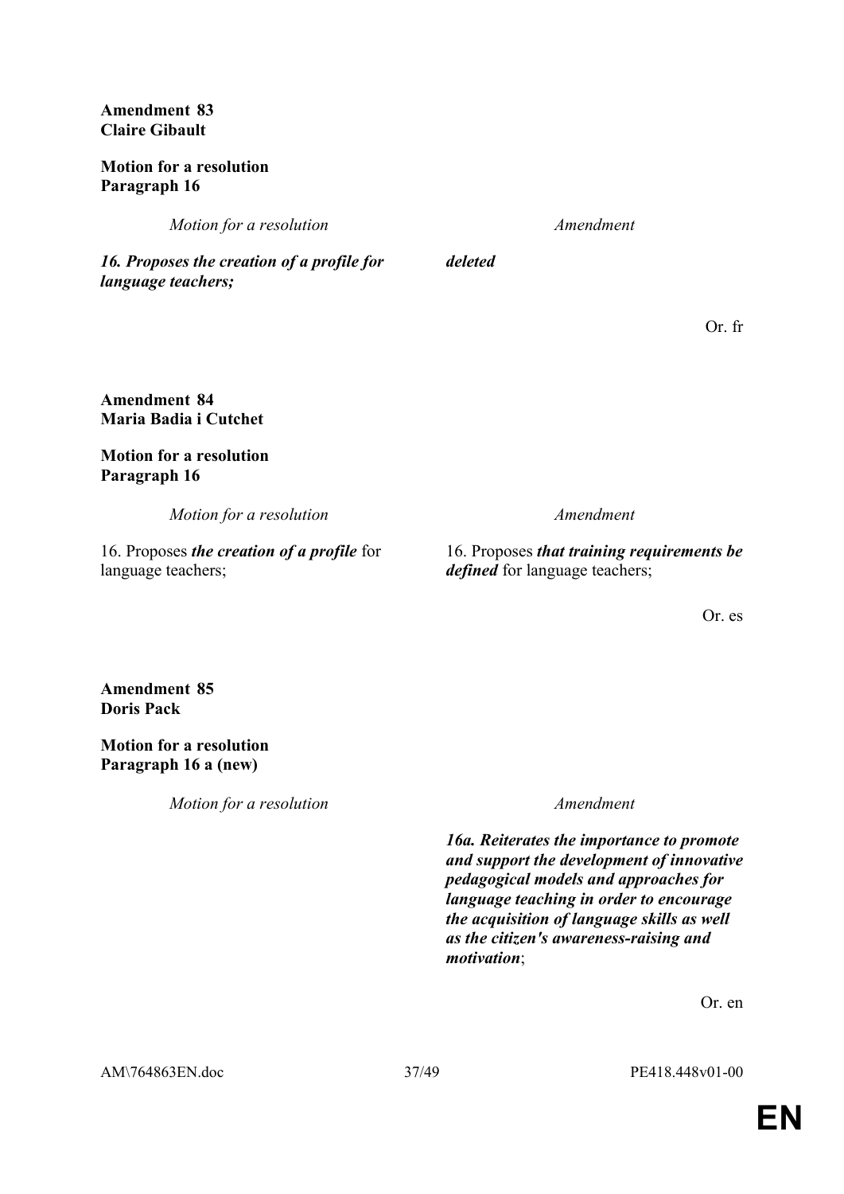**Amendment 83**
**Claire Gibault**

**Motion for a resolution**
**Paragraph 16**

| *Motion for a resolution* | *Amendment* |
|---|---|
| ***16. Proposes the creation of a profile for language teachers;*** | ***deleted*** |

Or. fr

**Amendment 84**
**Maria Badia i Cutchet**

**Motion for a resolution**
**Paragraph 16**

| *Motion for a resolution* | *Amendment* |
|---|---|
| 16. Proposes ***the creation of a profile*** for language teachers; | 16. Proposes ***that training requirements be defined*** for language teachers; |

Or. es

**Amendment 85**
**Doris Pack**

**Motion for a resolution**
**Paragraph 16 a (new)**

| *Motion for a resolution* | *Amendment* |
|---|---|
| | ***16a. Reiterates the importance to promote and support the development of innovative pedagogical models and approaches for language teaching in order to encourage the acquisition of language skills as well as the citizen's awareness-raising and motivation***; |

Or. en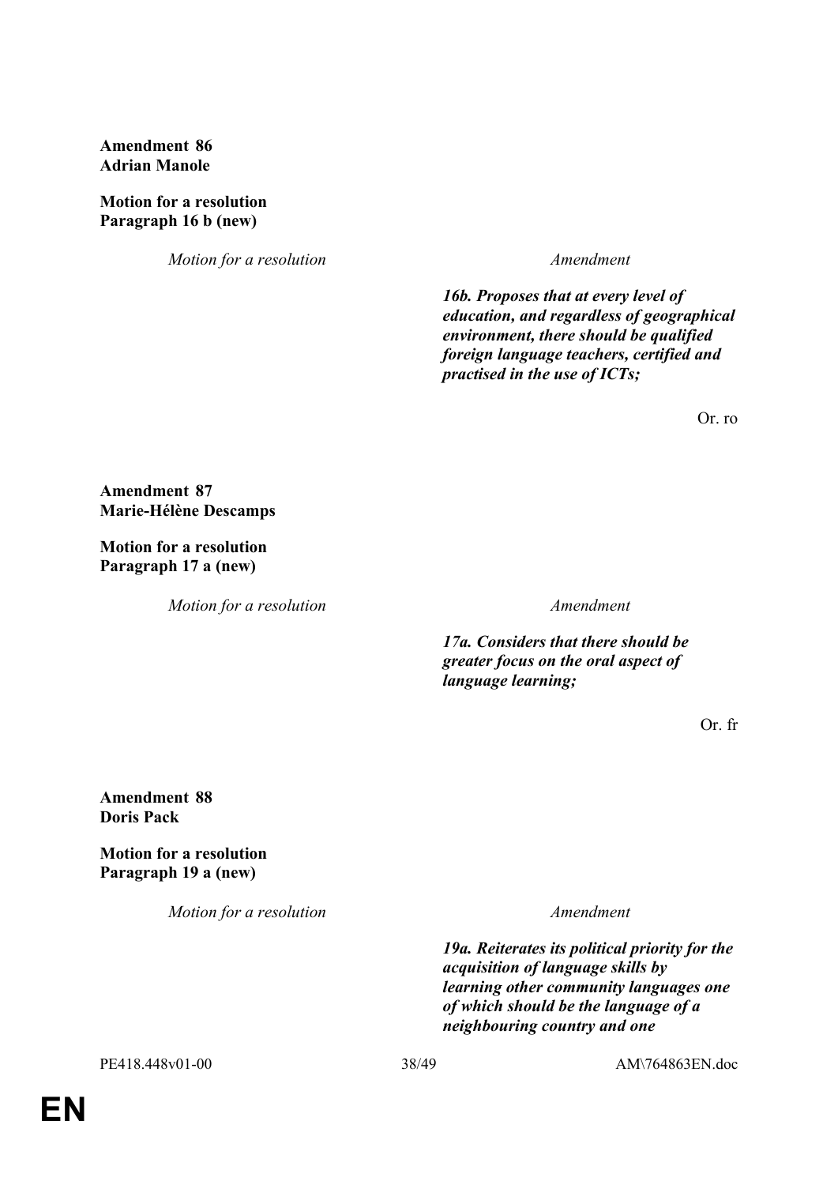**Amendment 86**
**Adrian Manole**

**Motion for a resolution**
**Paragraph 16 b (new)**

| *Motion for a resolution* | *Amendment* |
| --- | --- |
| | ***16b. Proposes that at every level of education, and regardless of geographical environment, there should be qualified foreign language teachers, certified and practised in the use of ICTs;*** |

Or. ro

**Amendment 87**
**Marie-Hélène Descamps**

**Motion for a resolution**
**Paragraph 17 a (new)**

| *Motion for a resolution* | *Amendment* |
| --- | --- |
| | ***17a. Considers that there should be greater focus on the oral aspect of language learning;*** |

Or. fr

**Amendment 88**
**Doris Pack**

**Motion for a resolution**
**Paragraph 19 a (new)**

| *Motion for a resolution* | *Amendment* |
| --- | --- |
| | ***19a. Reiterates its political priority for the acquisition of language skills by learning other community languages one of which should be the language of a neighbouring country and one*** |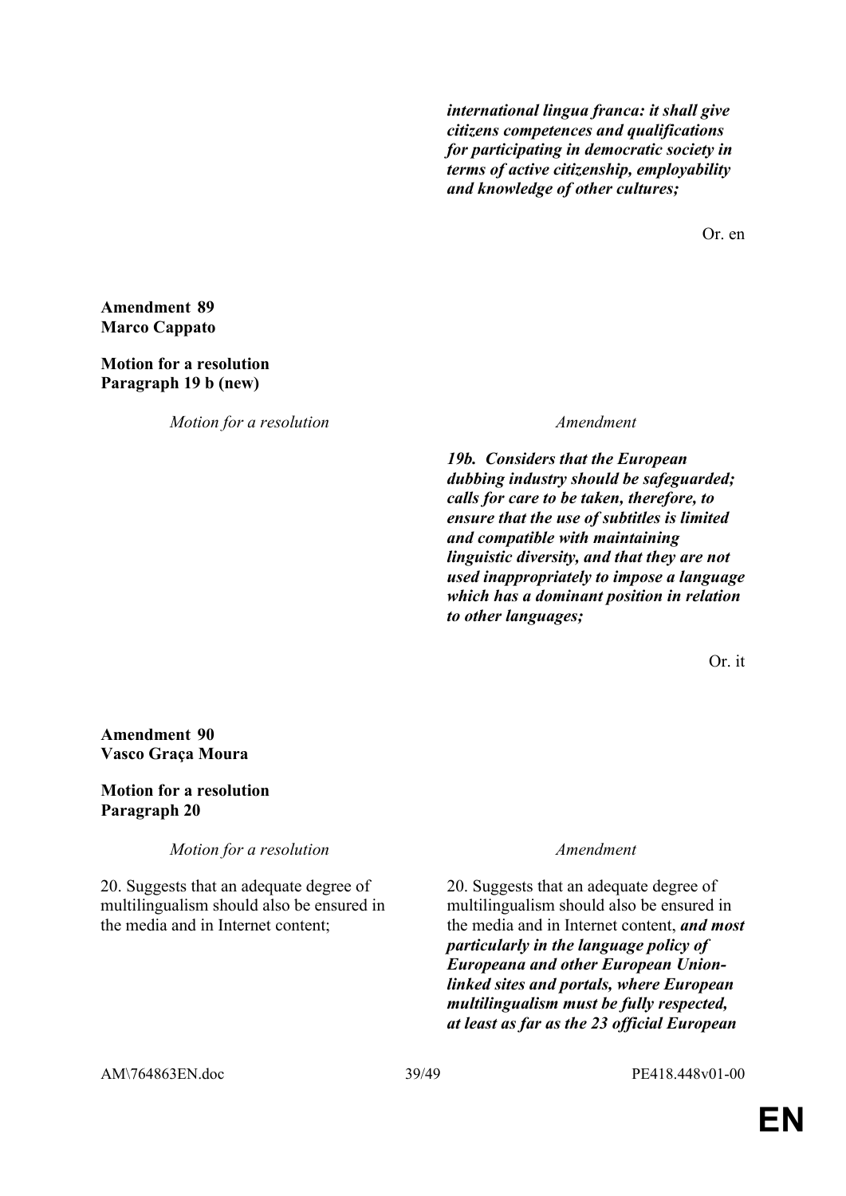| | |
|---|---|
| | ***international lingua franca: it shall give citizens competences and qualifications for participating in democratic society in terms of active citizenship, employability and knowledge of other cultures;*** |

Or. en

**Amendment 89**
**Marco Cappato**

**Motion for a resolution**
**Paragraph 19 b (new)**

| *Motion for a resolution* | *Amendment* |
|---|---|
| | ***19b. Considers that the European dubbing industry should be safeguarded; calls for care to be taken, therefore, to ensure that the use of subtitles is limited and compatible with maintaining linguistic diversity, and that they are not used inappropriately to impose a language which has a dominant position in relation to other languages;*** |

Or. it

**Amendment 90**
**Vasco Graça Moura**

**Motion for a resolution**
**Paragraph 20**

| *Motion for a resolution* | *Amendment* |
|---|---|
| 20. Suggests that an adequate degree of multilingualism should also be ensured in the media and in Internet content; | 20. Suggests that an adequate degree of multilingualism should also be ensured in the media and in Internet content, ***and most particularly in the language policy of Europeana and other European Union-linked sites and portals, where European multilingualism must be fully respected, at least as far as the 23 official European*** |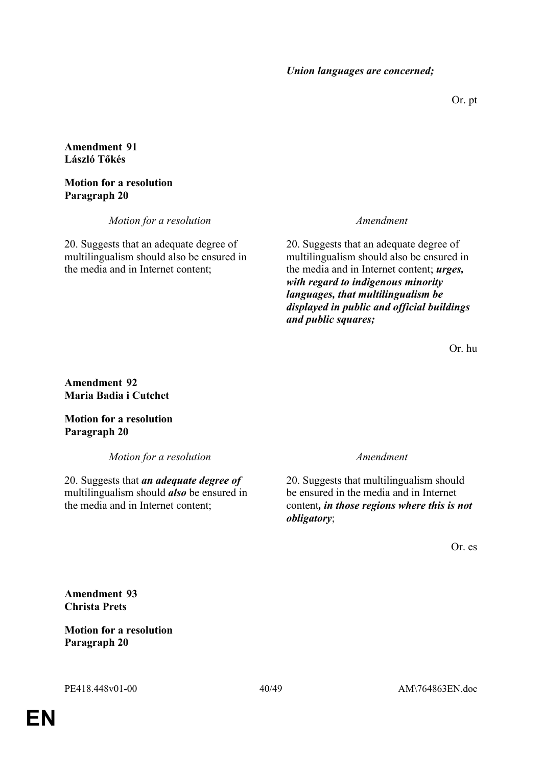| | ***Union languages are concerned;*** |
|---|---|

Or. pt

**Amendment 91**
**László Tőkés**

**Motion for a resolution**
**Paragraph 20**

| *Motion for a resolution* | *Amendment* |
|---|---|
| 20. Suggests that an adequate degree of multilingualism should also be ensured in the media and in Internet content; | 20. Suggests that an adequate degree of multilingualism should also be ensured in the media and in Internet content; ***urges, with regard to indigenous minority languages, that multilingualism be displayed in public and official buildings and public squares;*** |

Or. hu

**Amendment 92**
**Maria Badia i Cutchet**

**Motion for a resolution**
**Paragraph 20**

| *Motion for a resolution* | *Amendment* |
|---|---|
| 20. Suggests that ***an adequate degree of*** multilingualism should ***also*** be ensured in the media and in Internet content; | 20. Suggests that multilingualism should be ensured in the media and in Internet content***, in those regions where this is not obligatory***; |

Or. es

**Amendment 93**
**Christa Prets**

**Motion for a resolution**
**Paragraph 20**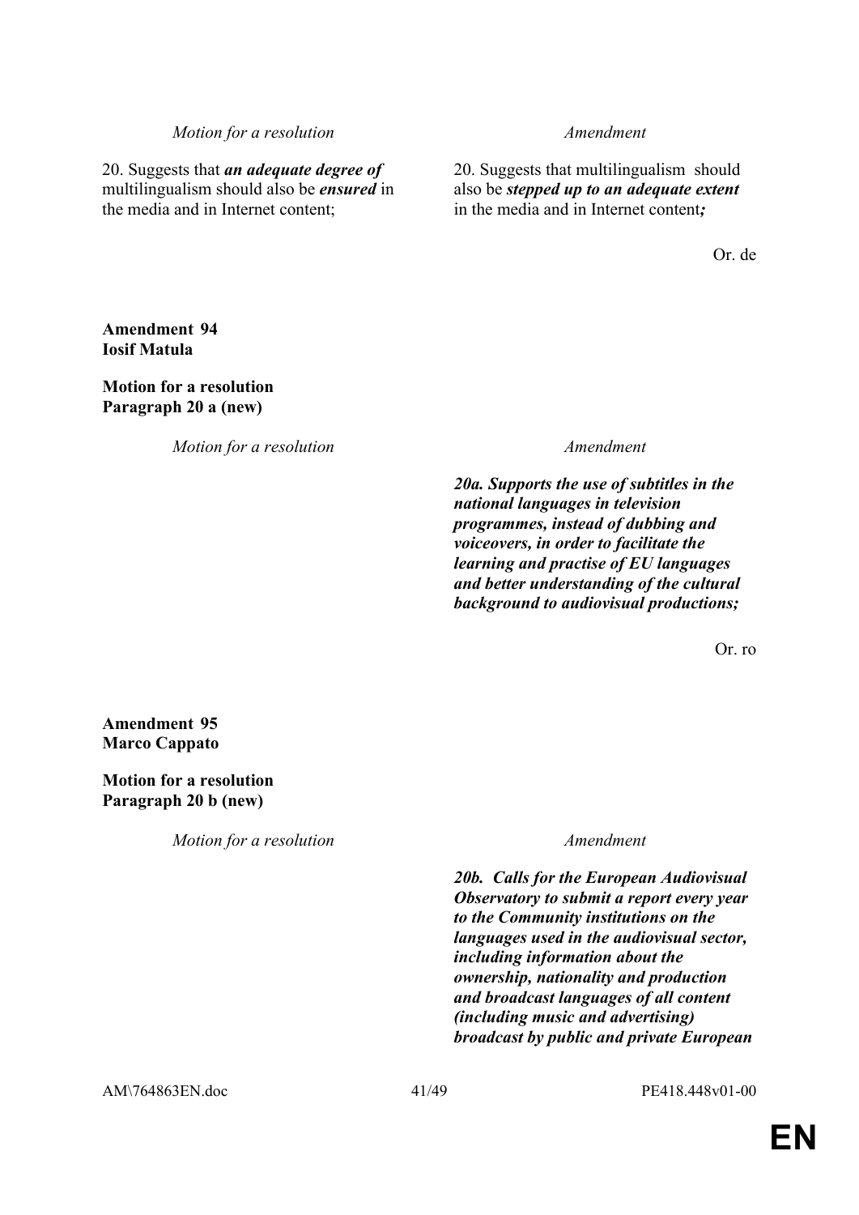| *Motion for a resolution* | *Amendment* |
|---|---|
| 20. Suggests that ***an adequate degree of*** multilingualism should also be ***ensured*** in the media and in Internet content; | 20. Suggests that multilingualism should also be ***stepped up to an adequate extent*** in the media and in Internet content***;*** |

Or. de

**Amendment 94**
**Iosif Matula**

**Motion for a resolution**
**Paragraph 20 a (new)**

| *Motion for a resolution* | *Amendment* |
|---|---|
| | ***20a. Supports the use of subtitles in the national languages in television programmes, instead of dubbing and voiceovers, in order to facilitate the learning and practise of EU languages and better understanding of the cultural background to audiovisual productions;*** |

Or. ro

**Amendment 95**
**Marco Cappato**

**Motion for a resolution**
**Paragraph 20 b (new)**

| *Motion for a resolution* | *Amendment* |
|---|---|
| | ***20b. Calls for the European Audiovisual Observatory to submit a report every year to the Community institutions on the languages used in the audiovisual sector, including information about the ownership, nationality and production and broadcast languages of all content (including music and advertising) broadcast by public and private European*** |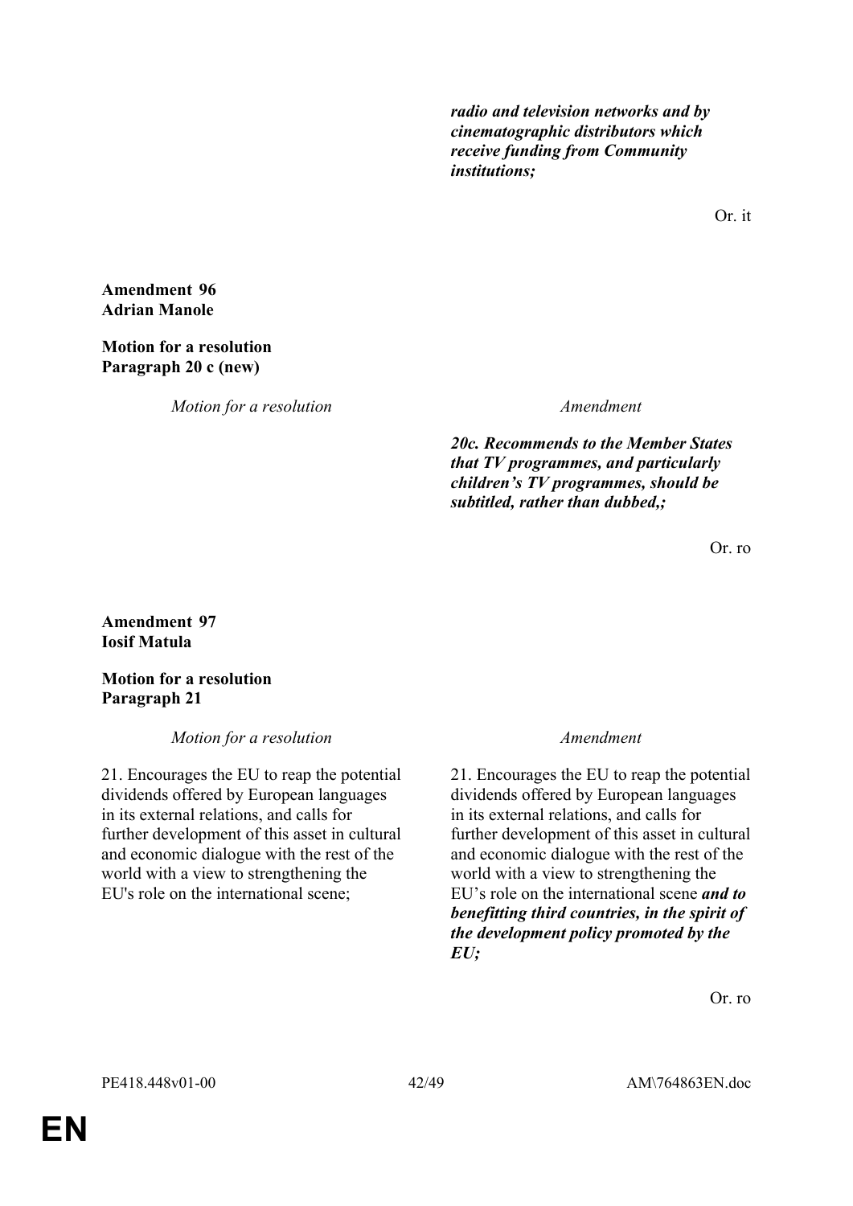| | |
|---|---|
| | ***radio and television networks and by cinematographic distributors which receive funding from Community institutions;*** |

Or. it

**Amendment 96**
**Adrian Manole**

**Motion for a resolution**
**Paragraph 20 c (new)**

| *Motion for a resolution* | *Amendment* |
|---|---|
| | ***20c. Recommends to the Member States that TV programmes, and particularly children's TV programmes, should be subtitled, rather than dubbed,;*** |

Or. ro

**Amendment 97**
**Iosif Matula**

**Motion for a resolution**
**Paragraph 21**

| *Motion for a resolution* | *Amendment* |
|---|---|
| 21. Encourages the EU to reap the potential dividends offered by European languages in its external relations, and calls for further development of this asset in cultural and economic dialogue with the rest of the world with a view to strengthening the EU's role on the international scene; | 21. Encourages the EU to reap the potential dividends offered by European languages in its external relations, and calls for further development of this asset in cultural and economic dialogue with the rest of the world with a view to strengthening the EU's role on the international scene ***and to benefitting third countries, in the spirit of the development policy promoted by the EU;*** |

Or. ro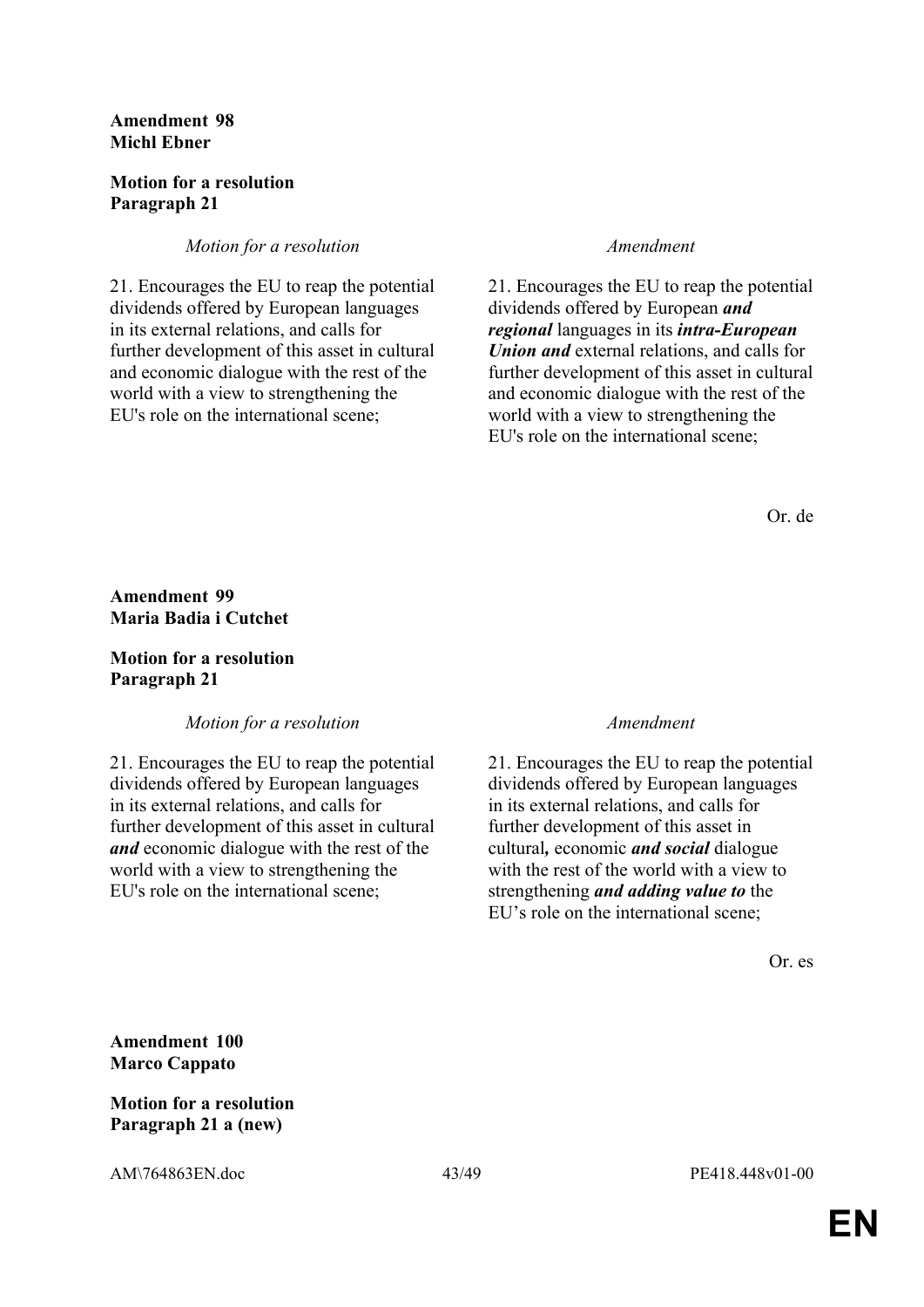**Amendment 98**
**Michl Ebner**

**Motion for a resolution**
**Paragraph 21**

| *Motion for a resolution* | *Amendment* |
| --- | --- |
| 21. Encourages the EU to reap the potential dividends offered by European languages in its external relations, and calls for further development of this asset in cultural and economic dialogue with the rest of the world with a view to strengthening the EU's role on the international scene; | 21. Encourages the EU to reap the potential dividends offered by European ***and regional*** languages in its ***intra-European Union and*** external relations, and calls for further development of this asset in cultural and economic dialogue with the rest of the world with a view to strengthening the EU's role on the international scene; |

Or. de

**Amendment 99**
**Maria Badia i Cutchet**

**Motion for a resolution**
**Paragraph 21**

| *Motion for a resolution* | *Amendment* |
| --- | --- |
| 21. Encourages the EU to reap the potential dividends offered by European languages in its external relations, and calls for further development of this asset in cultural ***and*** economic dialogue with the rest of the world with a view to strengthening the EU's role on the international scene; | 21. Encourages the EU to reap the potential dividends offered by European languages in its external relations, and calls for further development of this asset in cultural***,*** economic ***and social*** dialogue with the rest of the world with a view to strengthening ***and adding value to*** the EU’s role on the international scene; |

Or. es

**Amendment 100**
**Marco Cappato**

**Motion for a resolution**
**Paragraph 21 a (new)**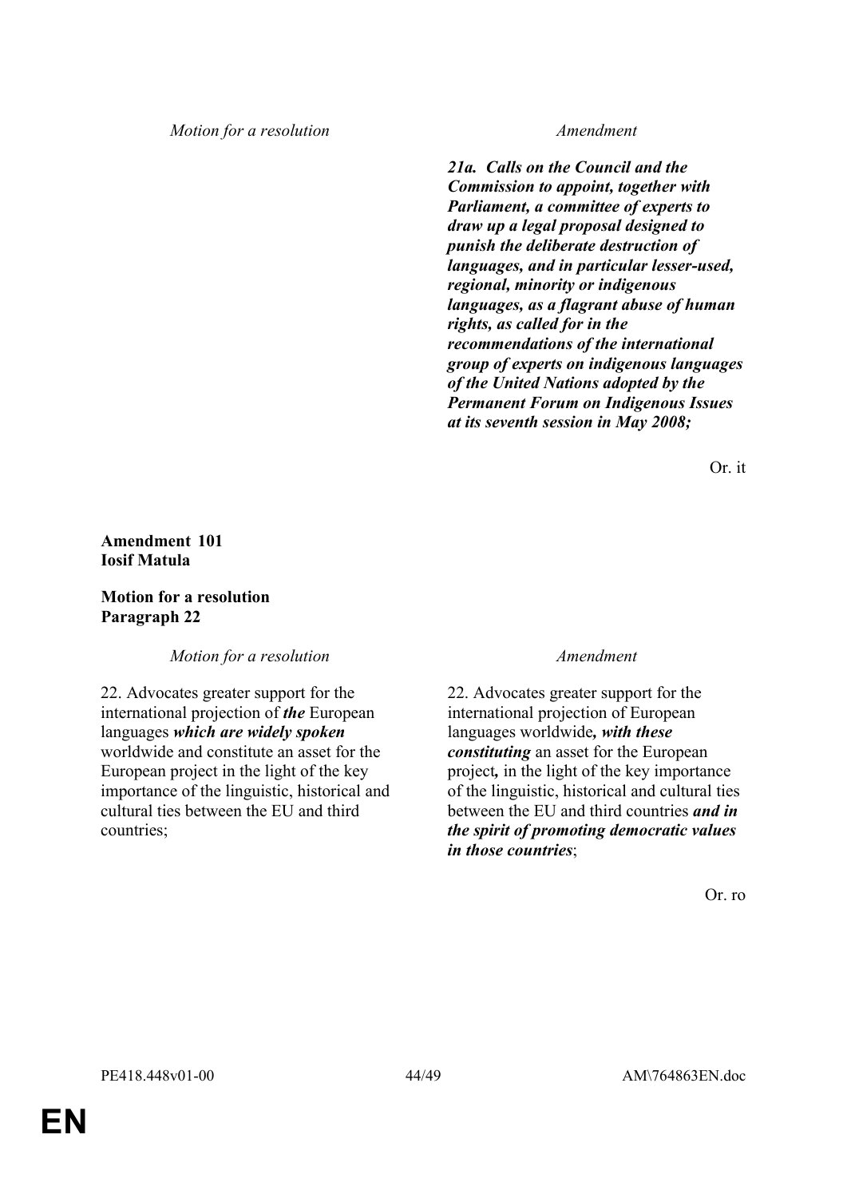| Motion for a resolution | Amendment |
|---|---|
| | ***21a. Calls on the Council and the Commission to appoint, together with Parliament, a committee of experts to draw up a legal proposal designed to punish the deliberate destruction of languages, and in particular lesser-used, regional, minority or indigenous languages, as a flagrant abuse of human rights, as called for in the recommendations of the international group of experts on indigenous languages of the United Nations adopted by the Permanent Forum on Indigenous Issues at its seventh session in May 2008;*** |

Or. it

**Amendment 101**
**Iosif Matula**

**Motion for a resolution**
**Paragraph 22**

| Motion for a resolution | Amendment |
|---|---|
| 22. Advocates greater support for the international projection of ***the*** European languages ***which are widely spoken*** worldwide and constitute an asset for the European project in the light of the key importance of the linguistic, historical and cultural ties between the EU and third countries; | 22. Advocates greater support for the international projection of European languages worldwide***, with these constituting*** an asset for the European project***,*** in the light of the key importance of the linguistic, historical and cultural ties between the EU and third countries ***and in the spirit of promoting democratic values in those countries***; |

Or. ro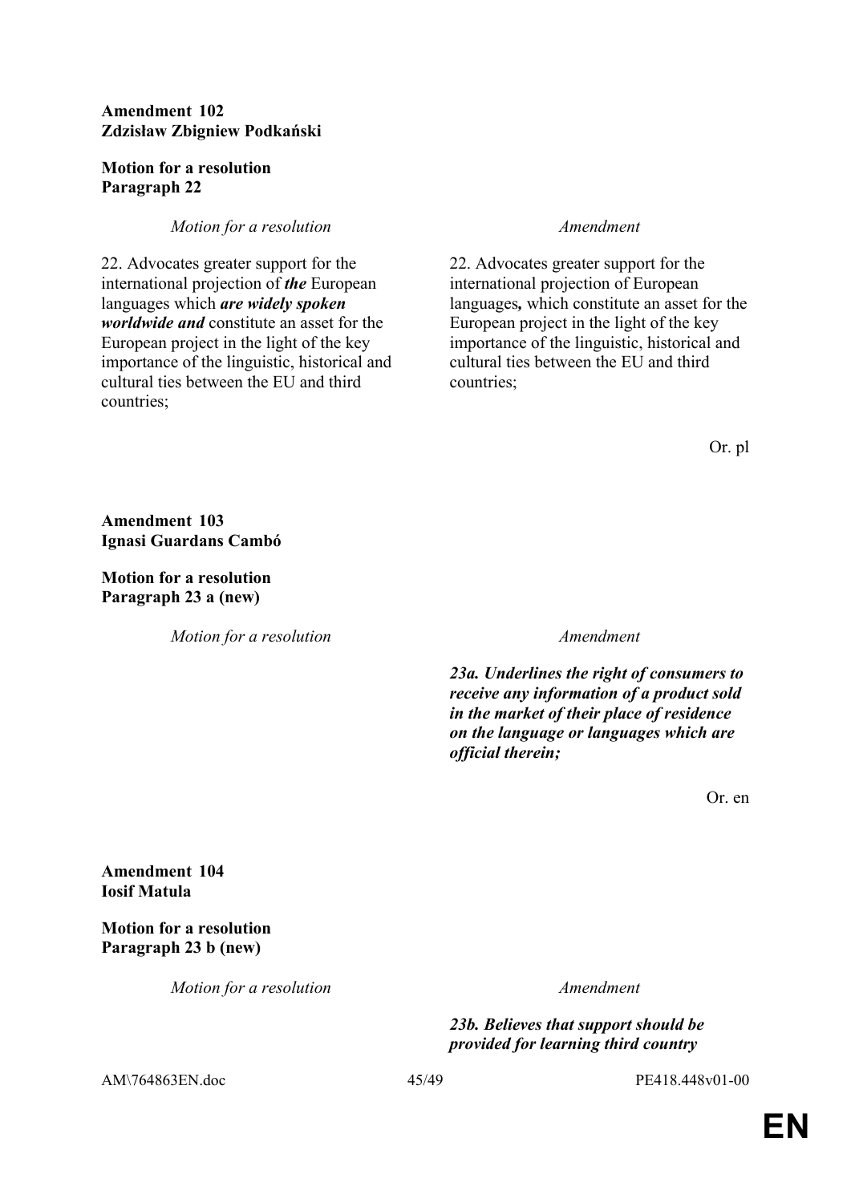**Amendment 102**
**Zdzisław Zbigniew Podkański**

**Motion for a resolution**
**Paragraph 22**

| *Motion for a resolution* | *Amendment* |
|---|---|
| 22. Advocates greater support for the international projection of ***the*** European languages which ***are widely spoken worldwide and*** constitute an asset for the European project in the light of the key importance of the linguistic, historical and cultural ties between the EU and third countries; | 22. Advocates greater support for the international projection of European languages***,*** which constitute an asset for the European project in the light of the key importance of the linguistic, historical and cultural ties between the EU and third countries; |

Or. pl

**Amendment 103**
**Ignasi Guardans Cambó**

**Motion for a resolution**
**Paragraph 23 a (new)**

| *Motion for a resolution* | *Amendment* |
|---|---|
| | ***23a. Underlines the right of consumers to receive any information of a product sold in the market of their place of residence on the language or languages which are official therein;*** |

Or. en

**Amendment 104**
**Iosif Matula**

**Motion for a resolution**
**Paragraph 23 b (new)**

| *Motion for a resolution* | *Amendment* |
|---|---|
| | ***23b. Believes that support should be provided for learning third country*** |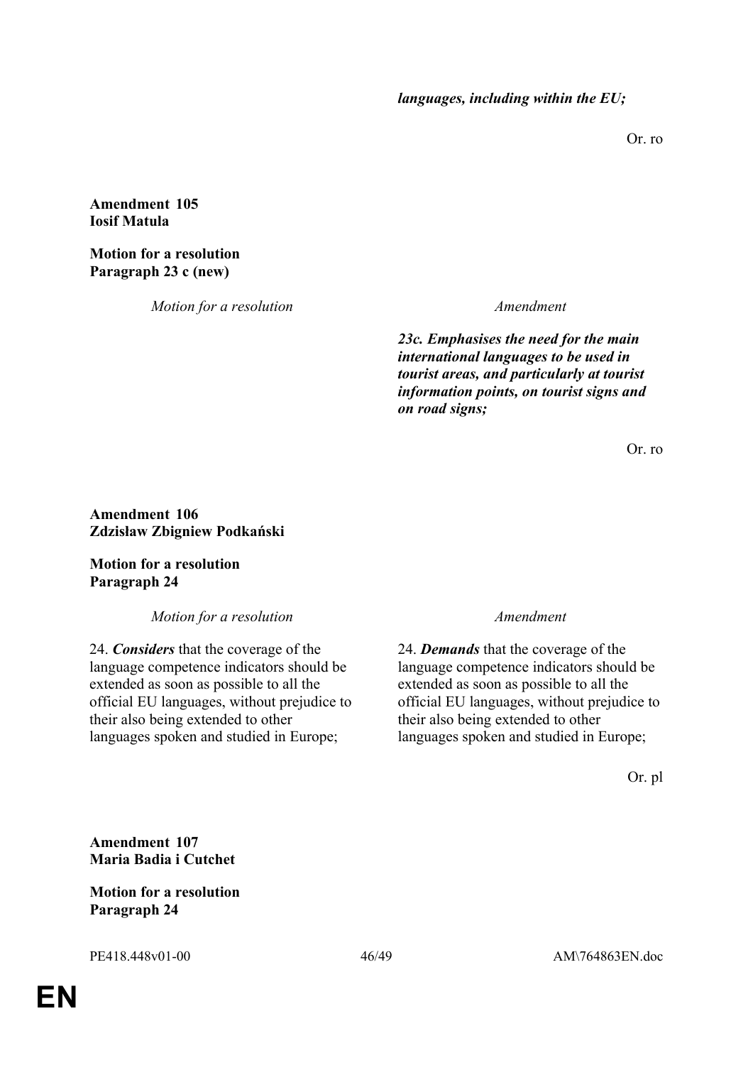*languages, including within the EU;*

Or. ro

**Amendment 105**
**Iosif Matula**

**Motion for a resolution**
**Paragraph 23 c (new)**

| *Motion for a resolution* | *Amendment* |
|---|---|
| | ***23c. Emphasises the need for the main international languages to be used in tourist areas, and particularly at tourist information points, on tourist signs and on road signs;*** |

Or. ro

**Amendment 106**
**Zdzisław Zbigniew Podkański**

**Motion for a resolution**
**Paragraph 24**

| *Motion for a resolution* | *Amendment* |
|---|---|
| 24. ***Considers*** that the coverage of the language competence indicators should be extended as soon as possible to all the official EU languages, without prejudice to their also being extended to other languages spoken and studied in Europe; | 24. ***Demands*** that the coverage of the language competence indicators should be extended as soon as possible to all the official EU languages, without prejudice to their also being extended to other languages spoken and studied in Europe; |

Or. pl

**Amendment 107**
**Maria Badia i Cutchet**

**Motion for a resolution**
**Paragraph 24**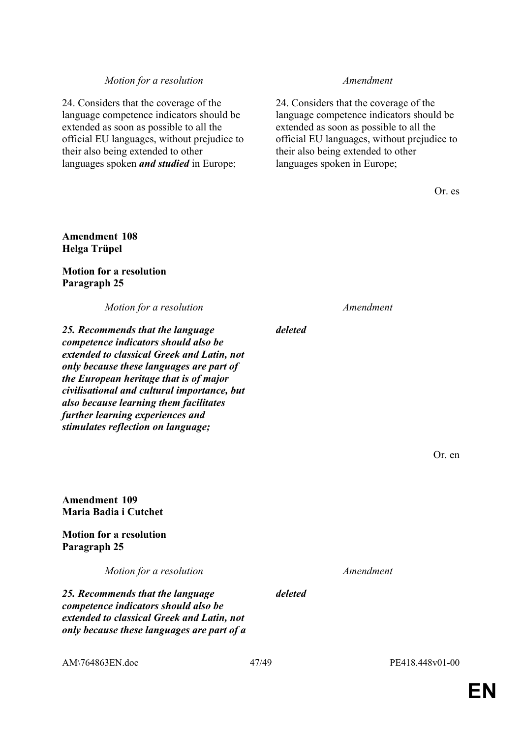| Motion for a resolution | Amendment |
|---|---|
| 24. Considers that the coverage of the language competence indicators should be extended as soon as possible to all the official EU languages, without prejudice to their also being extended to other languages spoken ***and studied*** in Europe; | 24. Considers that the coverage of the language competence indicators should be extended as soon as possible to all the official EU languages, without prejudice to their also being extended to other languages spoken in Europe; |

Or. es

**Amendment 108**
**Helga Trüpel**

**Motion for a resolution**
**Paragraph 25**

| Motion for a resolution | Amendment |
|---|---|
| ***25. Recommends that the language competence indicators should also be extended to classical Greek and Latin, not only because these languages are part of the European heritage that is of major civilisational and cultural importance, but also because learning them facilitates further learning experiences and stimulates reflection on language;*** | ***deleted*** |

Or. en

**Amendment 109**
**Maria Badia i Cutchet**

**Motion for a resolution**
**Paragraph 25**

| Motion for a resolution | Amendment |
|---|---|
| ***25. Recommends that the language competence indicators should also be extended to classical Greek and Latin, not only because these languages are part of a*** | ***deleted*** |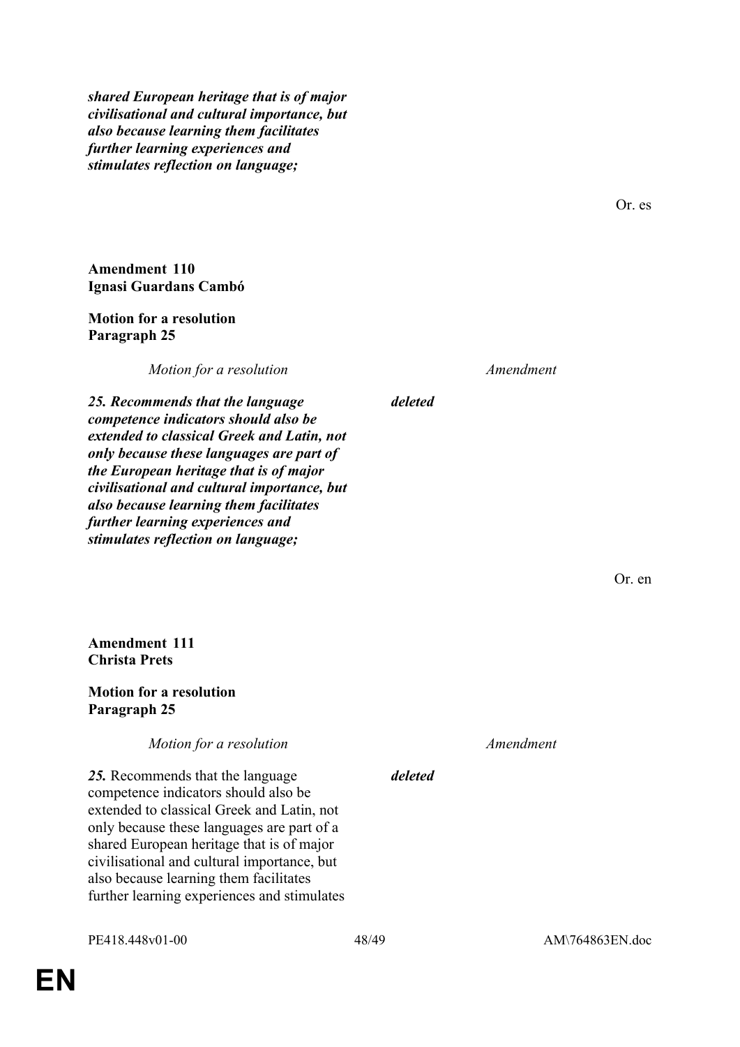***shared European heritage that is of major civilisational and cultural importance, but also because learning them facilitates further learning experiences and stimulates reflection on language;***

Or. es

**Amendment 110**
**Ignasi Guardans Cambó**

**Motion for a resolution**
**Paragraph 25**

| *Motion for a resolution* | *Amendment* |
|---|---|
| ***25. Recommends that the language competence indicators should also be extended to classical Greek and Latin, not only because these languages are part of the European heritage that is of major civilisational and cultural importance, but also because learning them facilitates further learning experiences and stimulates reflection on language;*** | ***deleted*** |

Or. en

**Amendment 111**
**Christa Prets**

**Motion for a resolution**
**Paragraph 25**

| *Motion for a resolution* | *Amendment* |
|---|---|
| ***25.*** Recommends that the language competence indicators should also be extended to classical Greek and Latin, not only because these languages are part of a shared European heritage that is of major civilisational and cultural importance, but also because learning them facilitates further learning experiences and stimulates | ***deleted*** |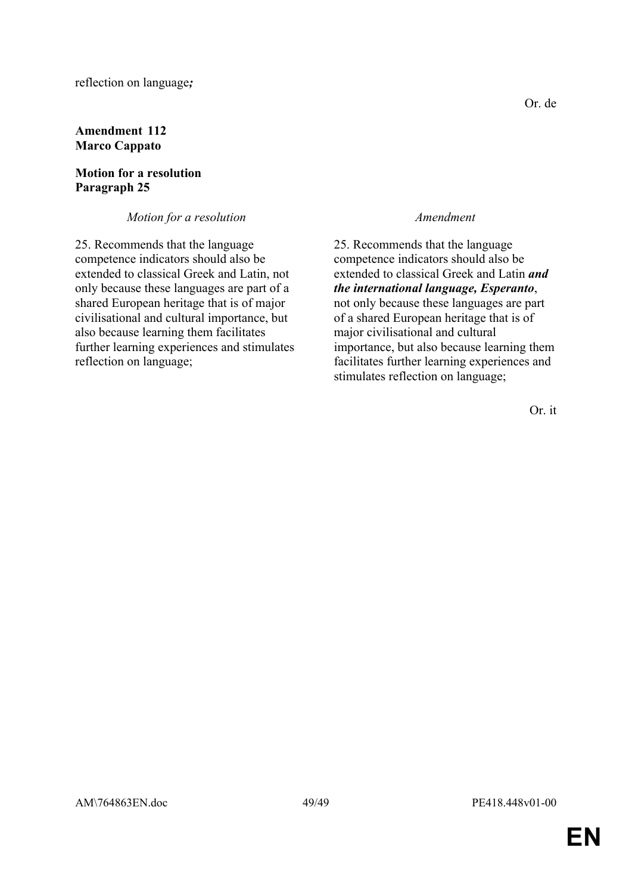reflection on language*;*

Or. de

**Amendment 112**
**Marco Cappato**

**Motion for a resolution**
**Paragraph 25**

| *Motion for a resolution* | *Amendment* |
|---|---|
| 25. Recommends that the language competence indicators should also be extended to classical Greek and Latin, not only because these languages are part of a shared European heritage that is of major civilisational and cultural importance, but also because learning them facilitates further learning experiences and stimulates reflection on language; | 25. Recommends that the language competence indicators should also be extended to classical Greek and Latin ***and the international language, Esperanto***, not only because these languages are part of a shared European heritage that is of major civilisational and cultural importance, but also because learning them facilitates further learning experiences and stimulates reflection on language; |

Or. it